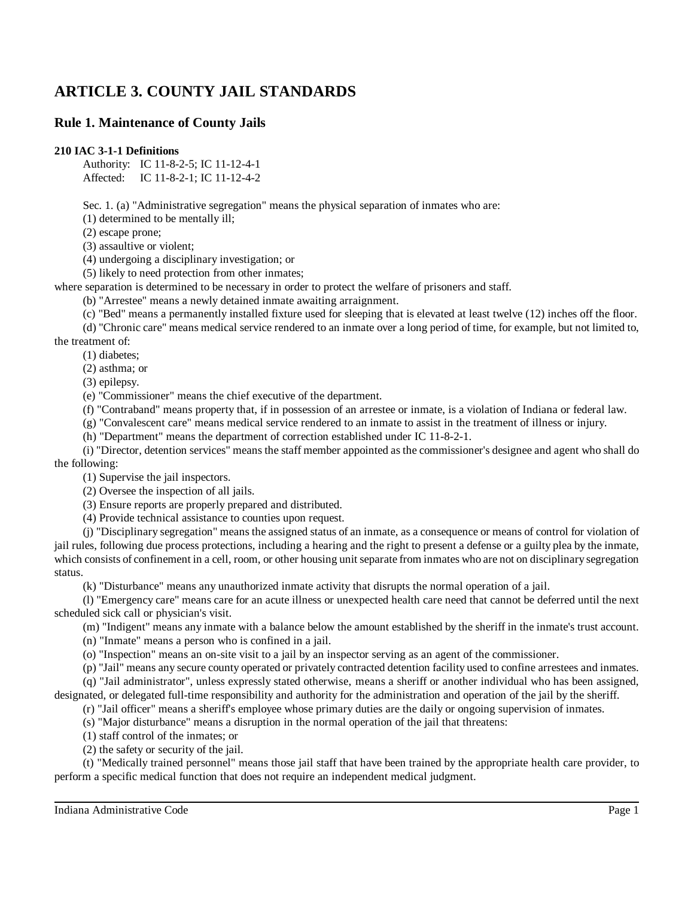# ARTICLE 3. COUNTY JAIL STANDARDS

## Rule 1. Maintenance of County Jails

**210 IAC 3-1-1 Definitions**

Authority: IC 11-8-2-5; IC 11-12-4-1
Affected: IC 11-8-2-1; IC 11-12-4-2

Sec. 1. (a) "Administrative segregation" means the physical separation of inmates who are:

(1) determined to be mentally ill;

(2) escape prone;

(3) assaultive or violent;

(4) undergoing a disciplinary investigation; or

(5) likely to need protection from other inmates;

where separation is determined to be necessary in order to protect the welfare of prisoners and staff.

(b) "Arrestee" means a newly detained inmate awaiting arraignment.

(c) "Bed" means a permanently installed fixture used for sleeping that is elevated at least twelve (12) inches off the floor.

(d) "Chronic care" means medical service rendered to an inmate over a long period of time, for example, but not limited to, the treatment of:

(1) diabetes;

(2) asthma; or

(3) epilepsy.

(e) "Commissioner" means the chief executive of the department.

(f) "Contraband" means property that, if in possession of an arrestee or inmate, is a violation of Indiana or federal law.

(g) "Convalescent care" means medical service rendered to an inmate to assist in the treatment of illness or injury.

(h) "Department" means the department of correction established under IC 11-8-2-1.

(i) "Director, detention services" means the staff member appointed as the commissioner's designee and agent who shall do the following:

(1) Supervise the jail inspectors.

(2) Oversee the inspection of all jails.

(3) Ensure reports are properly prepared and distributed.

(4) Provide technical assistance to counties upon request.

(j) "Disciplinary segregation" means the assigned status of an inmate, as a consequence or means of control for violation of jail rules, following due process protections, including a hearing and the right to present a defense or a guilty plea by the inmate, which consists of confinement in a cell, room, or other housing unit separate from inmates who are not on disciplinary segregation status.

(k) "Disturbance" means any unauthorized inmate activity that disrupts the normal operation of a jail.

(l) "Emergency care" means care for an acute illness or unexpected health care need that cannot be deferred until the next scheduled sick call or physician's visit.

(m) "Indigent" means any inmate with a balance below the amount established by the sheriff in the inmate's trust account.

(n) "Inmate" means a person who is confined in a jail.

(o) "Inspection" means an on-site visit to a jail by an inspector serving as an agent of the commissioner.

(p) "Jail" means any secure county operated or privately contracted detention facility used to confine arrestees and inmates.

(q) "Jail administrator", unless expressly stated otherwise, means a sheriff or another individual who has been assigned, designated, or delegated full-time responsibility and authority for the administration and operation of the jail by the sheriff.

(r) "Jail officer" means a sheriff's employee whose primary duties are the daily or ongoing supervision of inmates.

(s) "Major disturbance" means a disruption in the normal operation of the jail that threatens:

(1) staff control of the inmates; or

(2) the safety or security of the jail.

(t) "Medically trained personnel" means those jail staff that have been trained by the appropriate health care provider, to perform a specific medical function that does not require an independent medical judgment.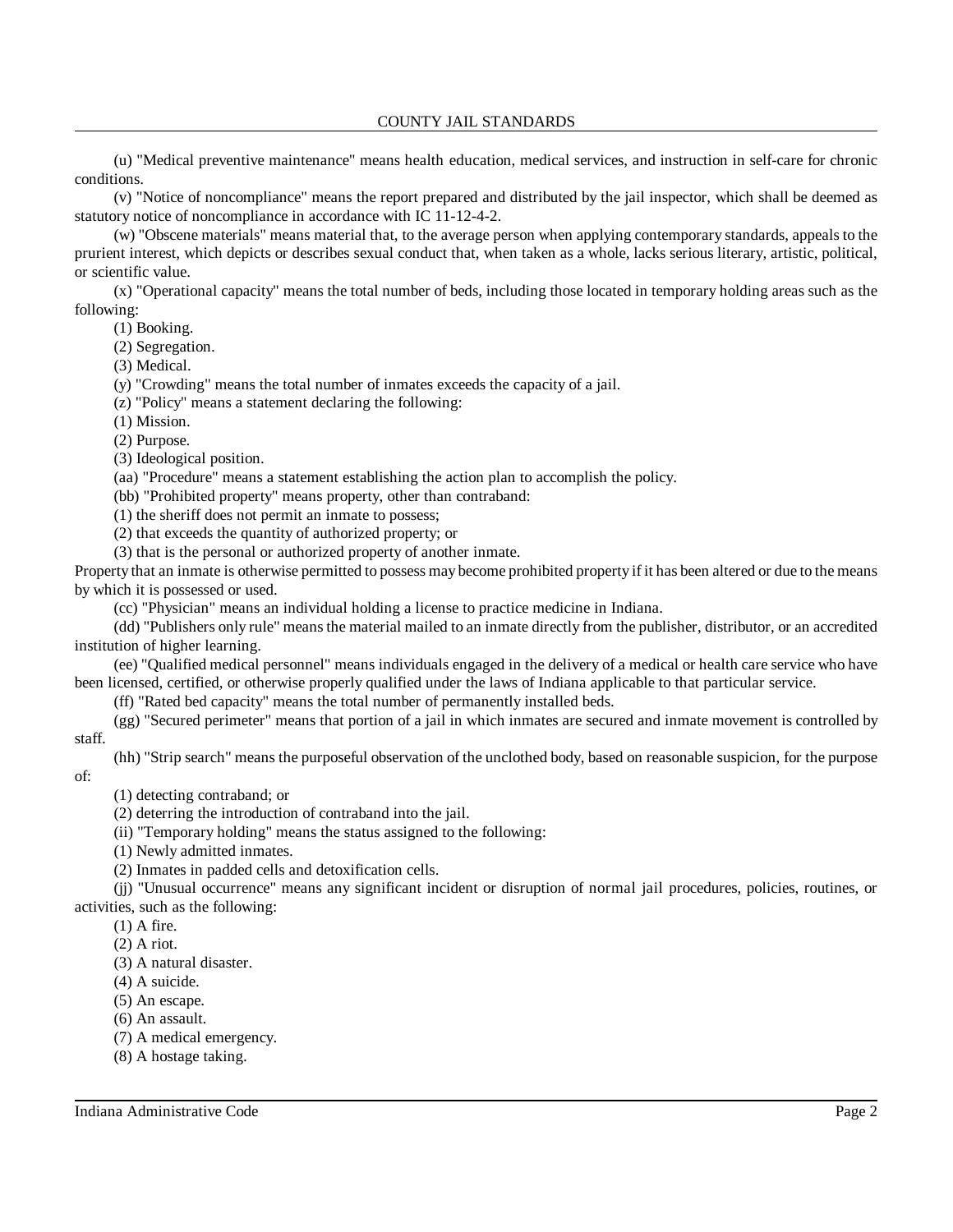(u) "Medical preventive maintenance" means health education, medical services, and instruction in self-care for chronic conditions.

(v) "Notice of noncompliance" means the report prepared and distributed by the jail inspector, which shall be deemed as statutory notice of noncompliance in accordance with IC 11-12-4-2.

(w) "Obscene materials" means material that, to the average person when applying contemporary standards, appeals to the prurient interest, which depicts or describes sexual conduct that, when taken as a whole, lacks serious literary, artistic, political, or scientific value.

(x) "Operational capacity" means the total number of beds, including those located in temporary holding areas such as the following:

(1) Booking.

(2) Segregation.

(3) Medical.

(y) "Crowding" means the total number of inmates exceeds the capacity of a jail.

(z) "Policy" means a statement declaring the following:

(1) Mission.

(2) Purpose.

(3) Ideological position.

(aa) "Procedure" means a statement establishing the action plan to accomplish the policy.

(bb) "Prohibited property" means property, other than contraband:

(1) the sheriff does not permit an inmate to possess;

(2) that exceeds the quantity of authorized property; or

(3) that is the personal or authorized property of another inmate.

Property that an inmate is otherwise permitted to possess may become prohibited property if it has been altered or due to the means by which it is possessed or used.

(cc) "Physician" means an individual holding a license to practice medicine in Indiana.

(dd) "Publishers only rule" means the material mailed to an inmate directly from the publisher, distributor, or an accredited institution of higher learning.

(ee) "Qualified medical personnel" means individuals engaged in the delivery of a medical or health care service who have been licensed, certified, or otherwise properly qualified under the laws of Indiana applicable to that particular service.

(ff) "Rated bed capacity" means the total number of permanently installed beds.

(gg) "Secured perimeter" means that portion of a jail in which inmates are secured and inmate movement is controlled by staff.

(hh) "Strip search" means the purposeful observation of the unclothed body, based on reasonable suspicion, for the purpose of:

(1) detecting contraband; or

(2) deterring the introduction of contraband into the jail.

(ii) "Temporary holding" means the status assigned to the following:

(1) Newly admitted inmates.

(2) Inmates in padded cells and detoxification cells.

(jj) "Unusual occurrence" means any significant incident or disruption of normal jail procedures, policies, routines, or activities, such as the following:

(1) A fire.

(2) A riot.

(3) A natural disaster.

(4) A suicide.

(5) An escape.

(6) An assault.

(7) A medical emergency.

(8) A hostage taking.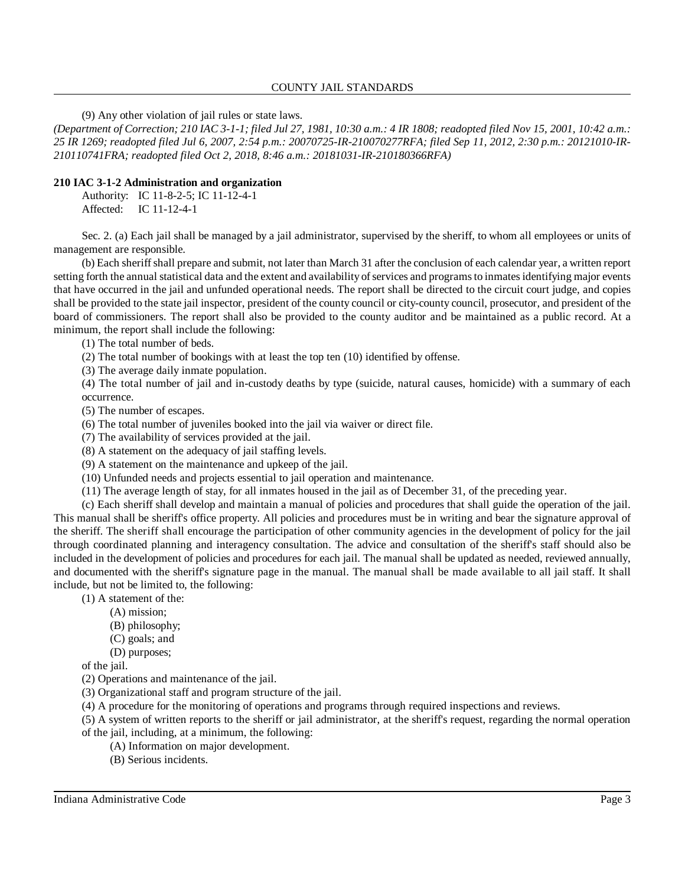(9) Any other violation of jail rules or state laws.

*(Department of Correction; 210 IAC 3-1-1; filed Jul 27, 1981, 10:30 a.m.: 4 IR 1808; readopted filed Nov 15, 2001, 10:42 a.m.: 25 IR 1269; readopted filed Jul 6, 2007, 2:54 p.m.: 20070725-IR-210070277RFA; filed Sep 11, 2012, 2:30 p.m.: 20121010-IR-210110741FRA; readopted filed Oct 2, 2018, 8:46 a.m.: 20181031-IR-210180366RFA)*

**210 IAC 3-1-2 Administration and organization**

Authority: IC 11-8-2-5; IC 11-12-4-1
Affected: IC 11-12-4-1

Sec. 2. (a) Each jail shall be managed by a jail administrator, supervised by the sheriff, to whom all employees or units of management are responsible.

(b) Each sheriff shall prepare and submit, not later than March 31 after the conclusion of each calendar year, a written report setting forth the annual statistical data and the extent and availability of services and programs to inmates identifying major events that have occurred in the jail and unfunded operational needs. The report shall be directed to the circuit court judge, and copies shall be provided to the state jail inspector, president of the county council or city-county council, prosecutor, and president of the board of commissioners. The report shall also be provided to the county auditor and be maintained as a public record. At a minimum, the report shall include the following:

(1) The total number of beds.

(2) The total number of bookings with at least the top ten (10) identified by offense.

(3) The average daily inmate population.

(4) The total number of jail and in-custody deaths by type (suicide, natural causes, homicide) with a summary of each occurrence.

(5) The number of escapes.

(6) The total number of juveniles booked into the jail via waiver or direct file.

(7) The availability of services provided at the jail.

(8) A statement on the adequacy of jail staffing levels.

(9) A statement on the maintenance and upkeep of the jail.

(10) Unfunded needs and projects essential to jail operation and maintenance.

(11) The average length of stay, for all inmates housed in the jail as of December 31, of the preceding year.

(c) Each sheriff shall develop and maintain a manual of policies and procedures that shall guide the operation of the jail. This manual shall be sheriff's office property. All policies and procedures must be in writing and bear the signature approval of the sheriff. The sheriff shall encourage the participation of other community agencies in the development of policy for the jail through coordinated planning and interagency consultation. The advice and consultation of the sheriff's staff should also be included in the development of policies and procedures for each jail. The manual shall be updated as needed, reviewed annually, and documented with the sheriff's signature page in the manual. The manual shall be made available to all jail staff. It shall include, but not be limited to, the following:

(1) A statement of the:

(A) mission;

(B) philosophy;

(C) goals; and

(D) purposes;

of the jail.

(2) Operations and maintenance of the jail.

(3) Organizational staff and program structure of the jail.

(4) A procedure for the monitoring of operations and programs through required inspections and reviews.

(5) A system of written reports to the sheriff or jail administrator, at the sheriff's request, regarding the normal operation of the jail, including, at a minimum, the following:

(A) Information on major development.

(B) Serious incidents.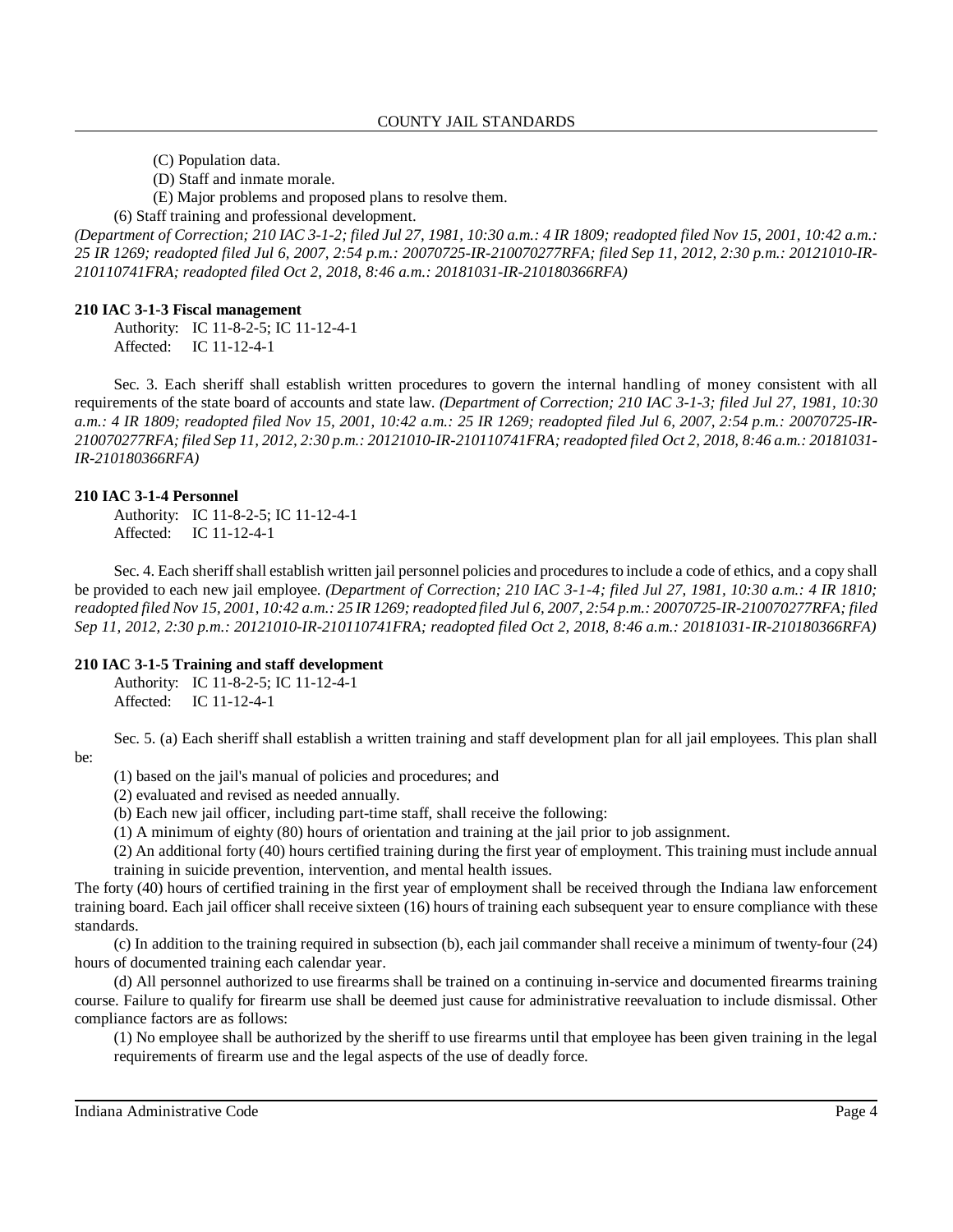(C) Population data.

(D) Staff and inmate morale.

(E) Major problems and proposed plans to resolve them.

(6) Staff training and professional development.

*(Department of Correction; 210 IAC 3-1-2; filed Jul 27, 1981, 10:30 a.m.: 4 IR 1809; readopted filed Nov 15, 2001, 10:42 a.m.: 25 IR 1269; readopted filed Jul 6, 2007, 2:54 p.m.: 20070725-IR-210070277RFA; filed Sep 11, 2012, 2:30 p.m.: 20121010-IR-210110741FRA; readopted filed Oct 2, 2018, 8:46 a.m.: 20181031-IR-210180366RFA)*

**210 IAC 3-1-3 Fiscal management**

Authority: IC 11-8-2-5; IC 11-12-4-1
Affected: IC 11-12-4-1

Sec. 3. Each sheriff shall establish written procedures to govern the internal handling of money consistent with all requirements of the state board of accounts and state law. *(Department of Correction; 210 IAC 3-1-3; filed Jul 27, 1981, 10:30 a.m.: 4 IR 1809; readopted filed Nov 15, 2001, 10:42 a.m.: 25 IR 1269; readopted filed Jul 6, 2007, 2:54 p.m.: 20070725-IR-210070277RFA; filed Sep 11, 2012, 2:30 p.m.: 20121010-IR-210110741FRA; readopted filed Oct 2, 2018, 8:46 a.m.: 20181031-IR-210180366RFA)*

**210 IAC 3-1-4 Personnel**

Authority: IC 11-8-2-5; IC 11-12-4-1
Affected: IC 11-12-4-1

Sec. 4. Each sheriff shall establish written jail personnel policies and procedures to include a code of ethics, and a copy shall be provided to each new jail employee. *(Department of Correction; 210 IAC 3-1-4; filed Jul 27, 1981, 10:30 a.m.: 4 IR 1810; readopted filed Nov 15, 2001, 10:42 a.m.: 25 IR 1269; readopted filed Jul 6, 2007, 2:54 p.m.: 20070725-IR-210070277RFA; filed Sep 11, 2012, 2:30 p.m.: 20121010-IR-210110741FRA; readopted filed Oct 2, 2018, 8:46 a.m.: 20181031-IR-210180366RFA)*

**210 IAC 3-1-5 Training and staff development**

Authority: IC 11-8-2-5; IC 11-12-4-1
Affected: IC 11-12-4-1

Sec. 5. (a) Each sheriff shall establish a written training and staff development plan for all jail employees. This plan shall be:

(1) based on the jail's manual of policies and procedures; and

(2) evaluated and revised as needed annually.

(b) Each new jail officer, including part-time staff, shall receive the following:

(1) A minimum of eighty (80) hours of orientation and training at the jail prior to job assignment.

(2) An additional forty (40) hours certified training during the first year of employment. This training must include annual training in suicide prevention, intervention, and mental health issues.

The forty (40) hours of certified training in the first year of employment shall be received through the Indiana law enforcement training board. Each jail officer shall receive sixteen (16) hours of training each subsequent year to ensure compliance with these standards.

(c) In addition to the training required in subsection (b), each jail commander shall receive a minimum of twenty-four (24) hours of documented training each calendar year.

(d) All personnel authorized to use firearms shall be trained on a continuing in-service and documented firearms training course. Failure to qualify for firearm use shall be deemed just cause for administrative reevaluation to include dismissal. Other compliance factors are as follows:

(1) No employee shall be authorized by the sheriff to use firearms until that employee has been given training in the legal requirements of firearm use and the legal aspects of the use of deadly force.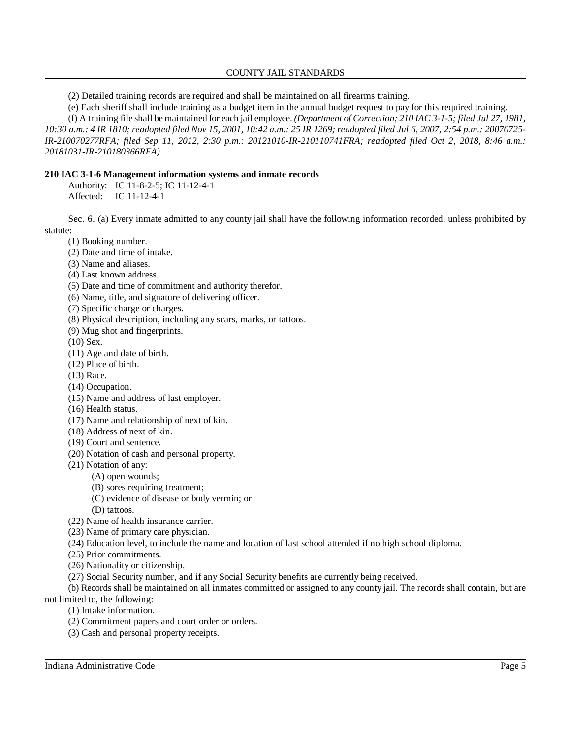(2) Detailed training records are required and shall be maintained on all firearms training.

(e) Each sheriff shall include training as a budget item in the annual budget request to pay for this required training.

(f) A training file shall be maintained for each jail employee. *(Department of Correction; 210 IAC 3-1-5; filed Jul 27, 1981, 10:30 a.m.: 4 IR 1810; readopted filed Nov 15, 2001, 10:42 a.m.: 25 IR 1269; readopted filed Jul 6, 2007, 2:54 p.m.: 20070725-IR-210070277RFA; filed Sep 11, 2012, 2:30 p.m.: 20121010-IR-210110741FRA; readopted filed Oct 2, 2018, 8:46 a.m.: 20181031-IR-210180366RFA)*

**210 IAC 3-1-6 Management information systems and inmate records**

Authority: IC 11-8-2-5; IC 11-12-4-1
Affected: IC 11-12-4-1

Sec. 6. (a) Every inmate admitted to any county jail shall have the following information recorded, unless prohibited by statute:

(1) Booking number.
(2) Date and time of intake.
(3) Name and aliases.
(4) Last known address.
(5) Date and time of commitment and authority therefor.
(6) Name, title, and signature of delivering officer.
(7) Specific charge or charges.
(8) Physical description, including any scars, marks, or tattoos.
(9) Mug shot and fingerprints.
(10) Sex.
(11) Age and date of birth.
(12) Place of birth.
(13) Race.
(14) Occupation.
(15) Name and address of last employer.
(16) Health status.
(17) Name and relationship of next of kin.
(18) Address of next of kin.
(19) Court and sentence.
(20) Notation of cash and personal property.
(21) Notation of any:
   (A) open wounds;
   (B) sores requiring treatment;
   (C) evidence of disease or body vermin; or
   (D) tattoos.
(22) Name of health insurance carrier.
(23) Name of primary care physician.
(24) Education level, to include the name and location of last school attended if no high school diploma.
(25) Prior commitments.
(26) Nationality or citizenship.
(27) Social Security number, and if any Social Security benefits are currently being received.

(b) Records shall be maintained on all inmates committed or assigned to any county jail. The records shall contain, but are not limited to, the following:

(1) Intake information.
(2) Commitment papers and court order or orders.
(3) Cash and personal property receipts.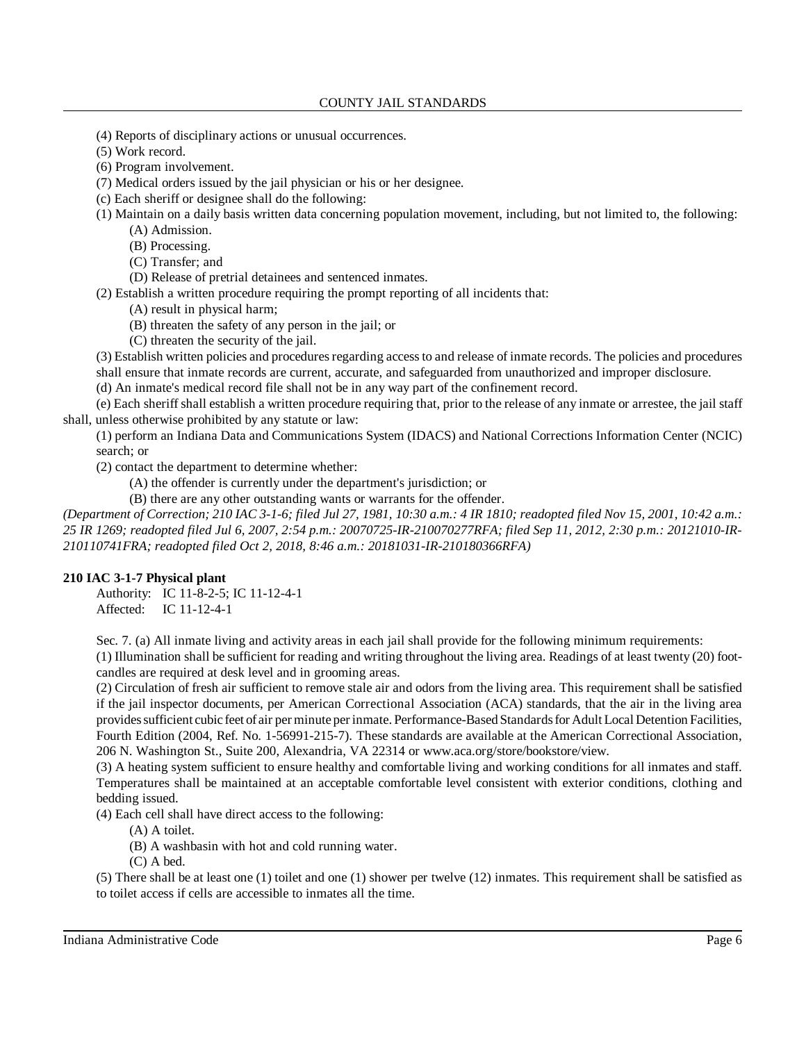(4) Reports of disciplinary actions or unusual occurrences.

(5) Work record.

(6) Program involvement.

(7) Medical orders issued by the jail physician or his or her designee.

(c) Each sheriff or designee shall do the following:

(1) Maintain on a daily basis written data concerning population movement, including, but not limited to, the following:

(A) Admission.

(B) Processing.

(C) Transfer; and

(D) Release of pretrial detainees and sentenced inmates.

(2) Establish a written procedure requiring the prompt reporting of all incidents that:

(A) result in physical harm;

(B) threaten the safety of any person in the jail; or

(C) threaten the security of the jail.

(3) Establish written policies and procedures regarding access to and release of inmate records. The policies and procedures shall ensure that inmate records are current, accurate, and safeguarded from unauthorized and improper disclosure.

(d) An inmate's medical record file shall not be in any way part of the confinement record.

(e) Each sheriff shall establish a written procedure requiring that, prior to the release of any inmate or arrestee, the jail staff shall, unless otherwise prohibited by any statute or law:

(1) perform an Indiana Data and Communications System (IDACS) and National Corrections Information Center (NCIC) search; or

(2) contact the department to determine whether:

(A) the offender is currently under the department's jurisdiction; or

(B) there are any other outstanding wants or warrants for the offender.

*(Department of Correction; 210 IAC 3-1-6; filed Jul 27, 1981, 10:30 a.m.: 4 IR 1810; readopted filed Nov 15, 2001, 10:42 a.m.: 25 IR 1269; readopted filed Jul 6, 2007, 2:54 p.m.: 20070725-IR-210070277RFA; filed Sep 11, 2012, 2:30 p.m.: 20121010-IR-210110741FRA; readopted filed Oct 2, 2018, 8:46 a.m.: 20181031-IR-210180366RFA)*

**210 IAC 3-1-7 Physical plant**

Authority: IC 11-8-2-5; IC 11-12-4-1
Affected: IC 11-12-4-1

Sec. 7. (a) All inmate living and activity areas in each jail shall provide for the following minimum requirements:

(1) Illumination shall be sufficient for reading and writing throughout the living area. Readings of at least twenty (20) foot-candles are required at desk level and in grooming areas.

(2) Circulation of fresh air sufficient to remove stale air and odors from the living area. This requirement shall be satisfied if the jail inspector documents, per American Correctional Association (ACA) standards, that the air in the living area provides sufficient cubic feet of air per minute per inmate. Performance-Based Standards for Adult Local Detention Facilities, Fourth Edition (2004, Ref. No. 1-56991-215-7). These standards are available at the American Correctional Association, 206 N. Washington St., Suite 200, Alexandria, VA 22314 or www.aca.org/store/bookstore/view.

(3) A heating system sufficient to ensure healthy and comfortable living and working conditions for all inmates and staff. Temperatures shall be maintained at an acceptable comfortable level consistent with exterior conditions, clothing and bedding issued.

(4) Each cell shall have direct access to the following:

(A) A toilet.

(B) A washbasin with hot and cold running water.

(C) A bed.

(5) There shall be at least one (1) toilet and one (1) shower per twelve (12) inmates. This requirement shall be satisfied as to toilet access if cells are accessible to inmates all the time.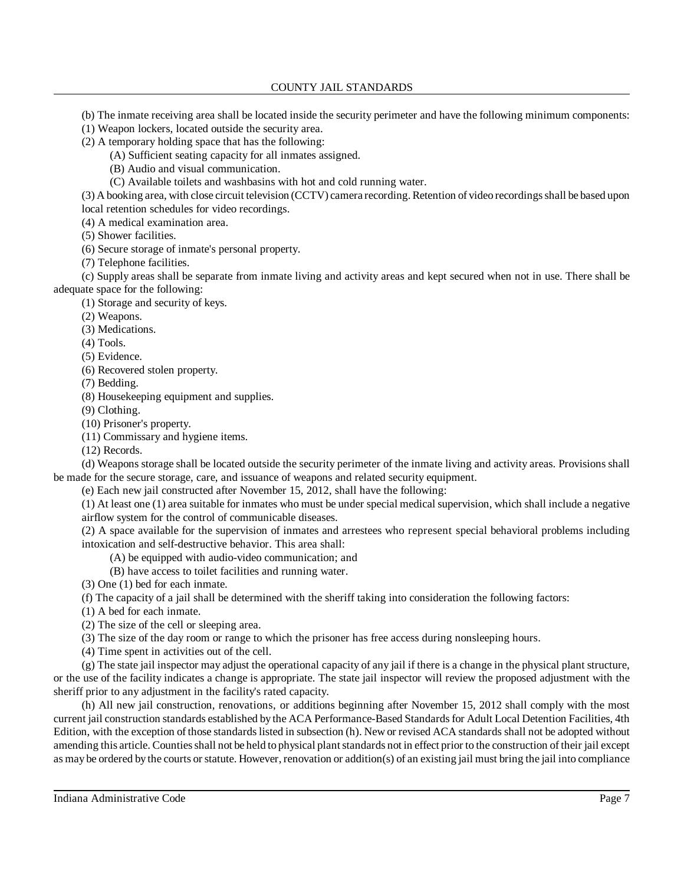(b) The inmate receiving area shall be located inside the security perimeter and have the following minimum components:

(1) Weapon lockers, located outside the security area.

(2) A temporary holding space that has the following:

(A) Sufficient seating capacity for all inmates assigned.

(B) Audio and visual communication.

(C) Available toilets and washbasins with hot and cold running water.

(3) A booking area, with close circuit television (CCTV) camera recording. Retention of video recordings shall be based upon local retention schedules for video recordings.

(4) A medical examination area.

(5) Shower facilities.

(6) Secure storage of inmate's personal property.

(7) Telephone facilities.

(c) Supply areas shall be separate from inmate living and activity areas and kept secured when not in use. There shall be adequate space for the following:

(1) Storage and security of keys.

(2) Weapons.

(3) Medications.

(4) Tools.

(5) Evidence.

(6) Recovered stolen property.

(7) Bedding.

(8) Housekeeping equipment and supplies.

(9) Clothing.

(10) Prisoner's property.

(11) Commissary and hygiene items.

(12) Records.

(d) Weapons storage shall be located outside the security perimeter of the inmate living and activity areas. Provisions shall be made for the secure storage, care, and issuance of weapons and related security equipment.

(e) Each new jail constructed after November 15, 2012, shall have the following:

(1) At least one (1) area suitable for inmates who must be under special medical supervision, which shall include a negative airflow system for the control of communicable diseases.

(2) A space available for the supervision of inmates and arrestees who represent special behavioral problems including intoxication and self-destructive behavior. This area shall:

(A) be equipped with audio-video communication; and

(B) have access to toilet facilities and running water.

(3) One (1) bed for each inmate.

(f) The capacity of a jail shall be determined with the sheriff taking into consideration the following factors:

(1) A bed for each inmate.

(2) The size of the cell or sleeping area.

(3) The size of the day room or range to which the prisoner has free access during nonsleeping hours.

(4) Time spent in activities out of the cell.

(g) The state jail inspector may adjust the operational capacity of any jail if there is a change in the physical plant structure, or the use of the facility indicates a change is appropriate. The state jail inspector will review the proposed adjustment with the sheriff prior to any adjustment in the facility's rated capacity.

(h) All new jail construction, renovations, or additions beginning after November 15, 2012 shall comply with the most current jail construction standards established by the ACA Performance-Based Standards for Adult Local Detention Facilities, 4th Edition, with the exception of those standards listed in subsection (h). New or revised ACA standards shall not be adopted without amending this article. Counties shall not be held to physical plant standards not in effect prior to the construction of their jail except as may be ordered by the courts or statute. However, renovation or addition(s) of an existing jail must bring the jail into compliance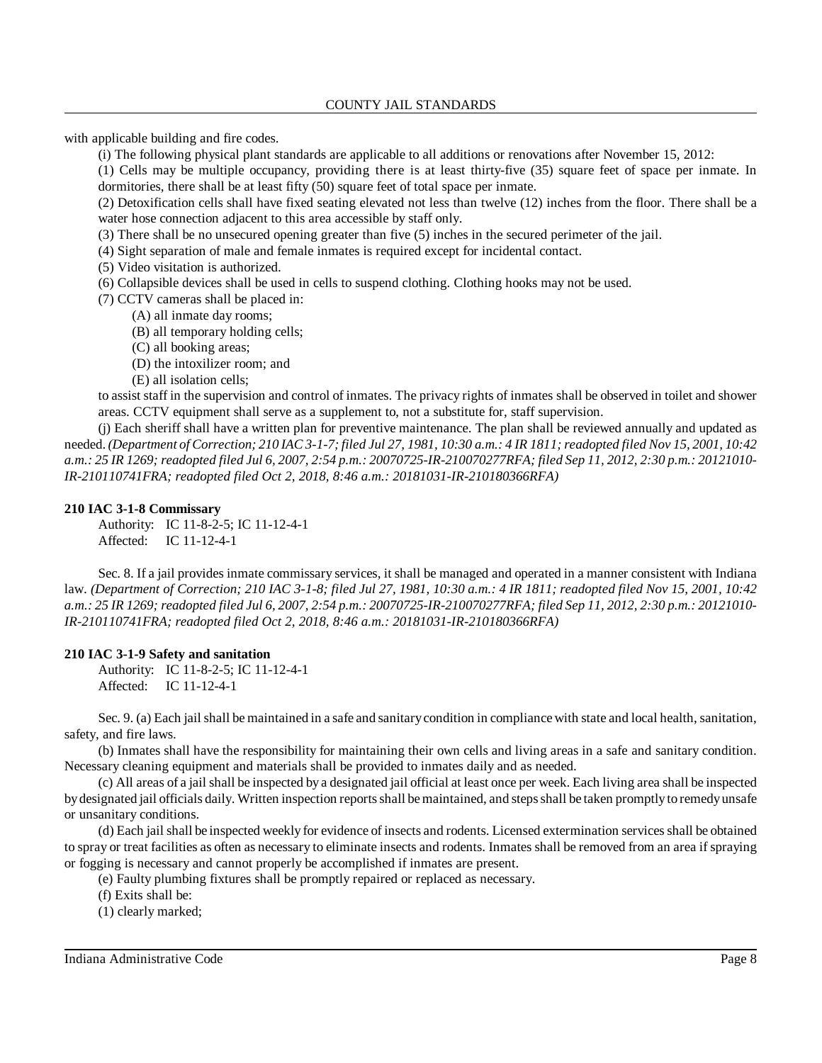with applicable building and fire codes.

(i) The following physical plant standards are applicable to all additions or renovations after November 15, 2012:

(1) Cells may be multiple occupancy, providing there is at least thirty-five (35) square feet of space per inmate. In dormitories, there shall be at least fifty (50) square feet of total space per inmate.

(2) Detoxification cells shall have fixed seating elevated not less than twelve (12) inches from the floor. There shall be a water hose connection adjacent to this area accessible by staff only.

(3) There shall be no unsecured opening greater than five (5) inches in the secured perimeter of the jail.

(4) Sight separation of male and female inmates is required except for incidental contact.

(5) Video visitation is authorized.

(6) Collapsible devices shall be used in cells to suspend clothing. Clothing hooks may not be used.

(7) CCTV cameras shall be placed in:

(A) all inmate day rooms;

(B) all temporary holding cells;

(C) all booking areas;

(D) the intoxilizer room; and

(E) all isolation cells;

to assist staff in the supervision and control of inmates. The privacy rights of inmates shall be observed in toilet and shower areas. CCTV equipment shall serve as a supplement to, not a substitute for, staff supervision.

(j) Each sheriff shall have a written plan for preventive maintenance. The plan shall be reviewed annually and updated as needed. *(Department of Correction; 210 IAC 3-1-7; filed Jul 27, 1981, 10:30 a.m.: 4 IR 1811; readopted filed Nov 15, 2001, 10:42 a.m.: 25 IR 1269; readopted filed Jul 6, 2007, 2:54 p.m.: 20070725-IR-210070277RFA; filed Sep 11, 2012, 2:30 p.m.: 20121010-IR-210110741FRA; readopted filed Oct 2, 2018, 8:46 a.m.: 20181031-IR-210180366RFA)*

**210 IAC 3-1-8 Commissary**

Authority: IC 11-8-2-5; IC 11-12-4-1
Affected: IC 11-12-4-1

Sec. 8. If a jail provides inmate commissary services, it shall be managed and operated in a manner consistent with Indiana law. *(Department of Correction; 210 IAC 3-1-8; filed Jul 27, 1981, 10:30 a.m.: 4 IR 1811; readopted filed Nov 15, 2001, 10:42 a.m.: 25 IR 1269; readopted filed Jul 6, 2007, 2:54 p.m.: 20070725-IR-210070277RFA; filed Sep 11, 2012, 2:30 p.m.: 20121010-IR-210110741FRA; readopted filed Oct 2, 2018, 8:46 a.m.: 20181031-IR-210180366RFA)*

**210 IAC 3-1-9 Safety and sanitation**

Authority: IC 11-8-2-5; IC 11-12-4-1
Affected: IC 11-12-4-1

Sec. 9. (a) Each jail shall be maintained in a safe and sanitary condition in compliance with state and local health, sanitation, safety, and fire laws.

(b) Inmates shall have the responsibility for maintaining their own cells and living areas in a safe and sanitary condition. Necessary cleaning equipment and materials shall be provided to inmates daily and as needed.

(c) All areas of a jail shall be inspected by a designated jail official at least once per week. Each living area shall be inspected by designated jail officials daily. Written inspection reports shall be maintained, and steps shall be taken promptly to remedy unsafe or unsanitary conditions.

(d) Each jail shall be inspected weekly for evidence of insects and rodents. Licensed extermination services shall be obtained to spray or treat facilities as often as necessary to eliminate insects and rodents. Inmates shall be removed from an area if spraying or fogging is necessary and cannot properly be accomplished if inmates are present.

(e) Faulty plumbing fixtures shall be promptly repaired or replaced as necessary.

(f) Exits shall be:

(1) clearly marked;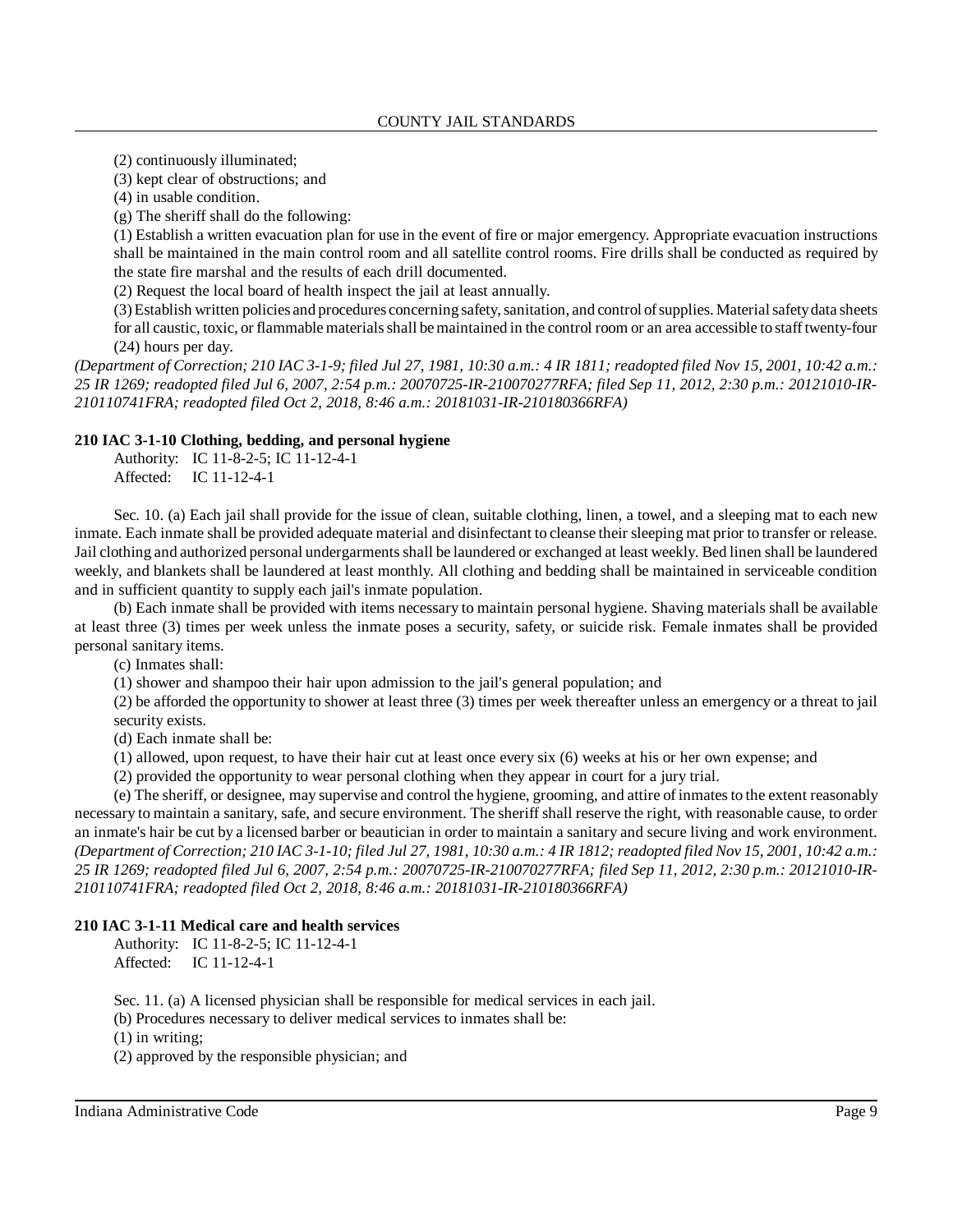(2) continuously illuminated;

(3) kept clear of obstructions; and

(4) in usable condition.

(g) The sheriff shall do the following:

(1) Establish a written evacuation plan for use in the event of fire or major emergency. Appropriate evacuation instructions shall be maintained in the main control room and all satellite control rooms. Fire drills shall be conducted as required by the state fire marshal and the results of each drill documented.

(2) Request the local board of health inspect the jail at least annually.

(3) Establish written policies and procedures concerning safety, sanitation, and control of supplies. Material safety data sheets for all caustic, toxic, or flammable materials shall be maintained in the control room or an area accessible to staff twenty-four (24) hours per day.

*(Department of Correction; 210 IAC 3-1-9; filed Jul 27, 1981, 10:30 a.m.: 4 IR 1811; readopted filed Nov 15, 2001, 10:42 a.m.: 25 IR 1269; readopted filed Jul 6, 2007, 2:54 p.m.: 20070725-IR-210070277RFA; filed Sep 11, 2012, 2:30 p.m.: 20121010-IR-210110741FRA; readopted filed Oct 2, 2018, 8:46 a.m.: 20181031-IR-210180366RFA)*

**210 IAC 3-1-10 Clothing, bedding, and personal hygiene**

Authority: IC 11-8-2-5; IC 11-12-4-1
Affected: IC 11-12-4-1

Sec. 10. (a) Each jail shall provide for the issue of clean, suitable clothing, linen, a towel, and a sleeping mat to each new inmate. Each inmate shall be provided adequate material and disinfectant to cleanse their sleeping mat prior to transfer or release. Jail clothing and authorized personal undergarments shall be laundered or exchanged at least weekly. Bed linen shall be laundered weekly, and blankets shall be laundered at least monthly. All clothing and bedding shall be maintained in serviceable condition and in sufficient quantity to supply each jail's inmate population.

(b) Each inmate shall be provided with items necessary to maintain personal hygiene. Shaving materials shall be available at least three (3) times per week unless the inmate poses a security, safety, or suicide risk. Female inmates shall be provided personal sanitary items.

(c) Inmates shall:

(1) shower and shampoo their hair upon admission to the jail's general population; and

(2) be afforded the opportunity to shower at least three (3) times per week thereafter unless an emergency or a threat to jail security exists.

(d) Each inmate shall be:

(1) allowed, upon request, to have their hair cut at least once every six (6) weeks at his or her own expense; and

(2) provided the opportunity to wear personal clothing when they appear in court for a jury trial.

(e) The sheriff, or designee, may supervise and control the hygiene, grooming, and attire of inmates to the extent reasonably necessary to maintain a sanitary, safe, and secure environment. The sheriff shall reserve the right, with reasonable cause, to order an inmate's hair be cut by a licensed barber or beautician in order to maintain a sanitary and secure living and work environment. *(Department of Correction; 210 IAC 3-1-10; filed Jul 27, 1981, 10:30 a.m.: 4 IR 1812; readopted filed Nov 15, 2001, 10:42 a.m.: 25 IR 1269; readopted filed Jul 6, 2007, 2:54 p.m.: 20070725-IR-210070277RFA; filed Sep 11, 2012, 2:30 p.m.: 20121010-IR-210110741FRA; readopted filed Oct 2, 2018, 8:46 a.m.: 20181031-IR-210180366RFA)*

**210 IAC 3-1-11 Medical care and health services**

Authority: IC 11-8-2-5; IC 11-12-4-1
Affected: IC 11-12-4-1

Sec. 11. (a) A licensed physician shall be responsible for medical services in each jail.

(b) Procedures necessary to deliver medical services to inmates shall be:

(1) in writing;

(2) approved by the responsible physician; and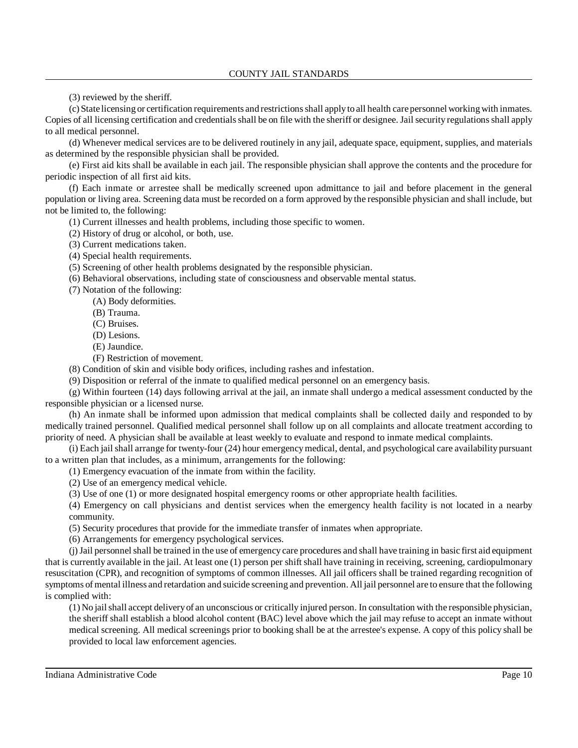(3) reviewed by the sheriff.

(c) State licensing or certification requirements and restrictions shall apply to all health care personnel working with inmates. Copies of all licensing certification and credentials shall be on file with the sheriff or designee. Jail security regulations shall apply to all medical personnel.

(d) Whenever medical services are to be delivered routinely in any jail, adequate space, equipment, supplies, and materials as determined by the responsible physician shall be provided.

(e) First aid kits shall be available in each jail. The responsible physician shall approve the contents and the procedure for periodic inspection of all first aid kits.

(f) Each inmate or arrestee shall be medically screened upon admittance to jail and before placement in the general population or living area. Screening data must be recorded on a form approved by the responsible physician and shall include, but not be limited to, the following:

(1) Current illnesses and health problems, including those specific to women.

(2) History of drug or alcohol, or both, use.

(3) Current medications taken.

(4) Special health requirements.

(5) Screening of other health problems designated by the responsible physician.

(6) Behavioral observations, including state of consciousness and observable mental status.

(7) Notation of the following:

(A) Body deformities.

(B) Trauma.

(C) Bruises.

(D) Lesions.

(E) Jaundice.

(F) Restriction of movement.

(8) Condition of skin and visible body orifices, including rashes and infestation.

(9) Disposition or referral of the inmate to qualified medical personnel on an emergency basis.

(g) Within fourteen (14) days following arrival at the jail, an inmate shall undergo a medical assessment conducted by the responsible physician or a licensed nurse.

(h) An inmate shall be informed upon admission that medical complaints shall be collected daily and responded to by medically trained personnel. Qualified medical personnel shall follow up on all complaints and allocate treatment according to priority of need. A physician shall be available at least weekly to evaluate and respond to inmate medical complaints.

(i) Each jail shall arrange for twenty-four (24) hour emergency medical, dental, and psychological care availability pursuant to a written plan that includes, as a minimum, arrangements for the following:

(1) Emergency evacuation of the inmate from within the facility.

(2) Use of an emergency medical vehicle.

(3) Use of one (1) or more designated hospital emergency rooms or other appropriate health facilities.

(4) Emergency on call physicians and dentist services when the emergency health facility is not located in a nearby community.

(5) Security procedures that provide for the immediate transfer of inmates when appropriate.

(6) Arrangements for emergency psychological services.

(j) Jail personnel shall be trained in the use of emergency care procedures and shall have training in basic first aid equipment that is currently available in the jail. At least one (1) person per shift shall have training in receiving, screening, cardiopulmonary resuscitation (CPR), and recognition of symptoms of common illnesses. All jail officers shall be trained regarding recognition of symptoms of mental illness and retardation and suicide screening and prevention. All jail personnel are to ensure that the following is complied with:

(1) No jail shall accept delivery of an unconscious or critically injured person. In consultation with the responsible physician, the sheriff shall establish a blood alcohol content (BAC) level above which the jail may refuse to accept an inmate without medical screening. All medical screenings prior to booking shall be at the arrestee's expense. A copy of this policy shall be provided to local law enforcement agencies.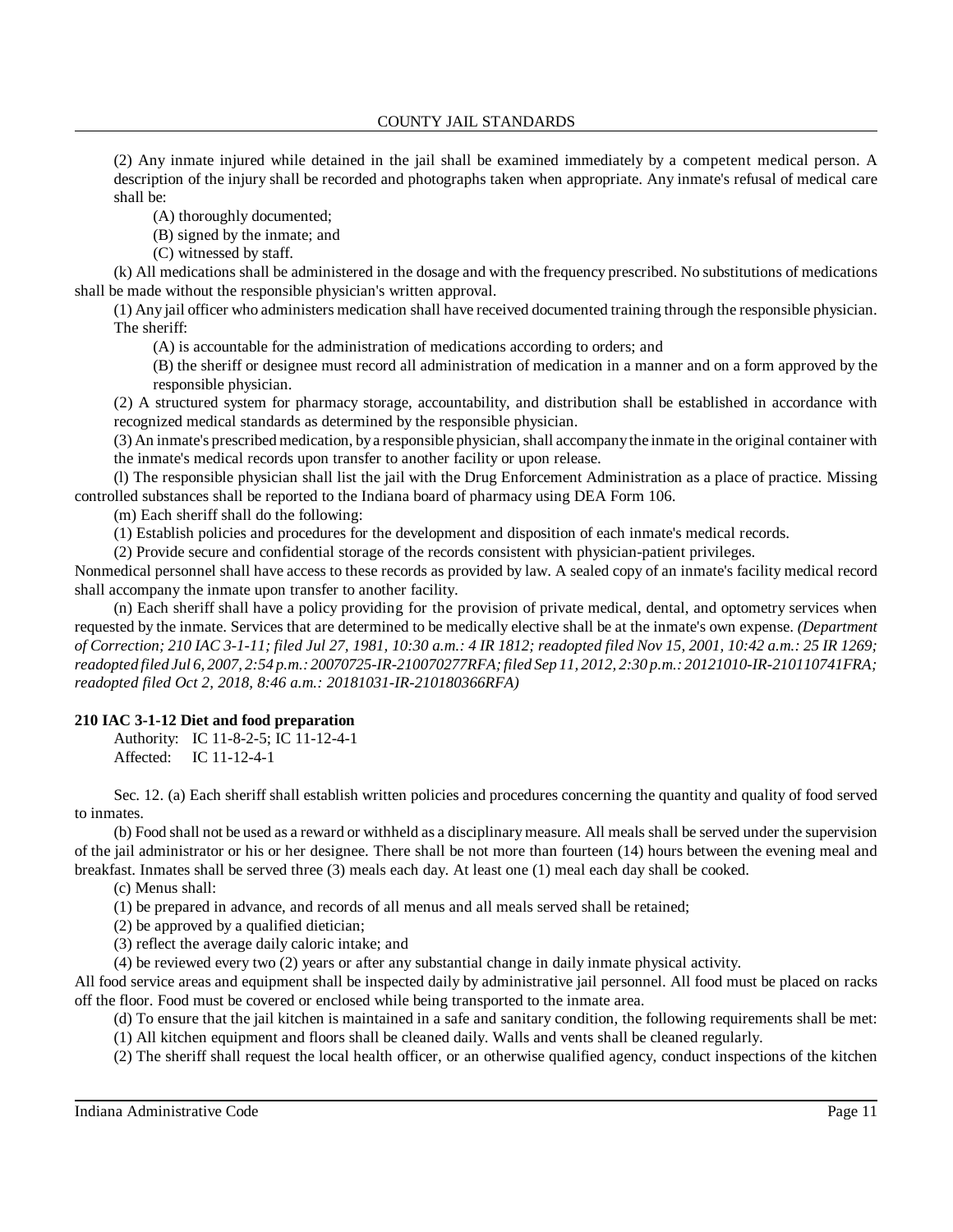(2) Any inmate injured while detained in the jail shall be examined immediately by a competent medical person. A description of the injury shall be recorded and photographs taken when appropriate. Any inmate's refusal of medical care shall be:

(A) thoroughly documented;

(B) signed by the inmate; and

(C) witnessed by staff.

(k) All medications shall be administered in the dosage and with the frequency prescribed. No substitutions of medications shall be made without the responsible physician's written approval.

(1) Any jail officer who administers medication shall have received documented training through the responsible physician. The sheriff:

(A) is accountable for the administration of medications according to orders; and

(B) the sheriff or designee must record all administration of medication in a manner and on a form approved by the responsible physician.

(2) A structured system for pharmacy storage, accountability, and distribution shall be established in accordance with recognized medical standards as determined by the responsible physician.

(3) An inmate's prescribed medication, by a responsible physician, shall accompany the inmate in the original container with the inmate's medical records upon transfer to another facility or upon release.

(l) The responsible physician shall list the jail with the Drug Enforcement Administration as a place of practice. Missing controlled substances shall be reported to the Indiana board of pharmacy using DEA Form 106.

(m) Each sheriff shall do the following:

(1) Establish policies and procedures for the development and disposition of each inmate's medical records.

(2) Provide secure and confidential storage of the records consistent with physician-patient privileges.

Nonmedical personnel shall have access to these records as provided by law. A sealed copy of an inmate's facility medical record shall accompany the inmate upon transfer to another facility.

(n) Each sheriff shall have a policy providing for the provision of private medical, dental, and optometry services when requested by the inmate. Services that are determined to be medically elective shall be at the inmate's own expense. *(Department of Correction; 210 IAC 3-1-11; filed Jul 27, 1981, 10:30 a.m.: 4 IR 1812; readopted filed Nov 15, 2001, 10:42 a.m.: 25 IR 1269; readopted filed Jul 6, 2007, 2:54 p.m.: 20070725-IR-210070277RFA; filed Sep 11, 2012, 2:30 p.m.: 20121010-IR-210110741FRA; readopted filed Oct 2, 2018, 8:46 a.m.: 20181031-IR-210180366RFA)*

**210 IAC 3-1-12 Diet and food preparation**

Authority: IC 11-8-2-5; IC 11-12-4-1
Affected: IC 11-12-4-1

Sec. 12. (a) Each sheriff shall establish written policies and procedures concerning the quantity and quality of food served to inmates.

(b) Food shall not be used as a reward or withheld as a disciplinary measure. All meals shall be served under the supervision of the jail administrator or his or her designee. There shall be not more than fourteen (14) hours between the evening meal and breakfast. Inmates shall be served three (3) meals each day. At least one (1) meal each day shall be cooked.

(c) Menus shall:

(1) be prepared in advance, and records of all menus and all meals served shall be retained;

(2) be approved by a qualified dietician;

(3) reflect the average daily caloric intake; and

(4) be reviewed every two (2) years or after any substantial change in daily inmate physical activity.

All food service areas and equipment shall be inspected daily by administrative jail personnel. All food must be placed on racks off the floor. Food must be covered or enclosed while being transported to the inmate area.

(d) To ensure that the jail kitchen is maintained in a safe and sanitary condition, the following requirements shall be met:

(1) All kitchen equipment and floors shall be cleaned daily. Walls and vents shall be cleaned regularly.

(2) The sheriff shall request the local health officer, or an otherwise qualified agency, conduct inspections of the kitchen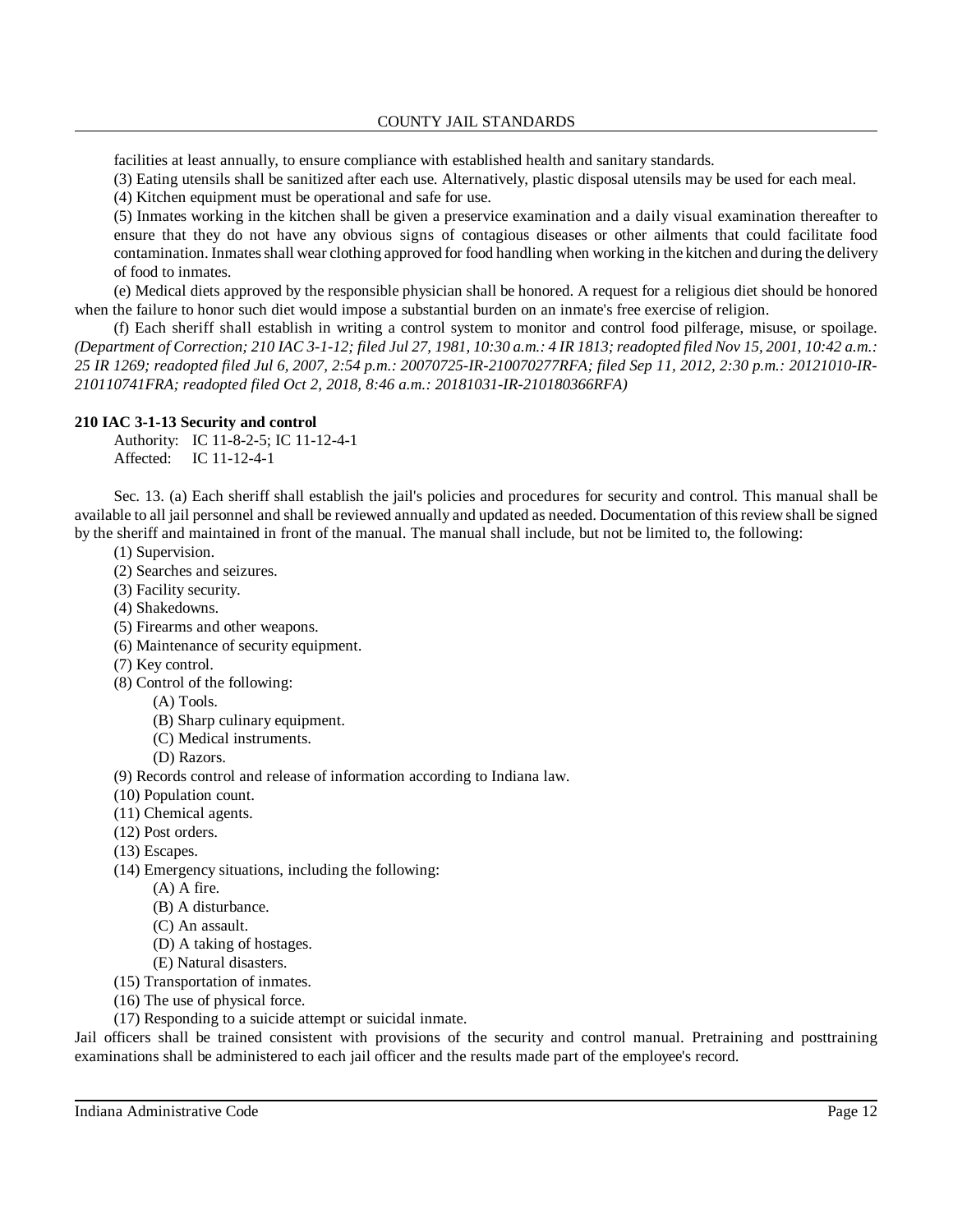facilities at least annually, to ensure compliance with established health and sanitary standards.

(3) Eating utensils shall be sanitized after each use. Alternatively, plastic disposal utensils may be used for each meal.

(4) Kitchen equipment must be operational and safe for use.

(5) Inmates working in the kitchen shall be given a preservice examination and a daily visual examination thereafter to ensure that they do not have any obvious signs of contagious diseases or other ailments that could facilitate food contamination. Inmates shall wear clothing approved for food handling when working in the kitchen and during the delivery of food to inmates.

(e) Medical diets approved by the responsible physician shall be honored. A request for a religious diet should be honored when the failure to honor such diet would impose a substantial burden on an inmate's free exercise of religion.

(f) Each sheriff shall establish in writing a control system to monitor and control food pilferage, misuse, or spoilage. *(Department of Correction; 210 IAC 3-1-12; filed Jul 27, 1981, 10:30 a.m.: 4 IR 1813; readopted filed Nov 15, 2001, 10:42 a.m.: 25 IR 1269; readopted filed Jul 6, 2007, 2:54 p.m.: 20070725-IR-210070277RFA; filed Sep 11, 2012, 2:30 p.m.: 20121010-IR-210110741FRA; readopted filed Oct 2, 2018, 8:46 a.m.: 20181031-IR-210180366RFA)*

**210 IAC 3-1-13 Security and control**

Authority: IC 11-8-2-5; IC 11-12-4-1
Affected: IC 11-12-4-1

Sec. 13. (a) Each sheriff shall establish the jail's policies and procedures for security and control. This manual shall be available to all jail personnel and shall be reviewed annually and updated as needed. Documentation of this review shall be signed by the sheriff and maintained in front of the manual. The manual shall include, but not be limited to, the following:

(1) Supervision.
(2) Searches and seizures.
(3) Facility security.
(4) Shakedowns.
(5) Firearms and other weapons.
(6) Maintenance of security equipment.
(7) Key control.
(8) Control of the following:
  (A) Tools.
  (B) Sharp culinary equipment.
  (C) Medical instruments.
  (D) Razors.
(9) Records control and release of information according to Indiana law.
(10) Population count.
(11) Chemical agents.
(12) Post orders.
(13) Escapes.
(14) Emergency situations, including the following:
  (A) A fire.
  (B) A disturbance.
  (C) An assault.
  (D) A taking of hostages.
  (E) Natural disasters.
(15) Transportation of inmates.
(16) The use of physical force.
(17) Responding to a suicide attempt or suicidal inmate.

Jail officers shall be trained consistent with provisions of the security and control manual. Pretraining and posttraining examinations shall be administered to each jail officer and the results made part of the employee's record.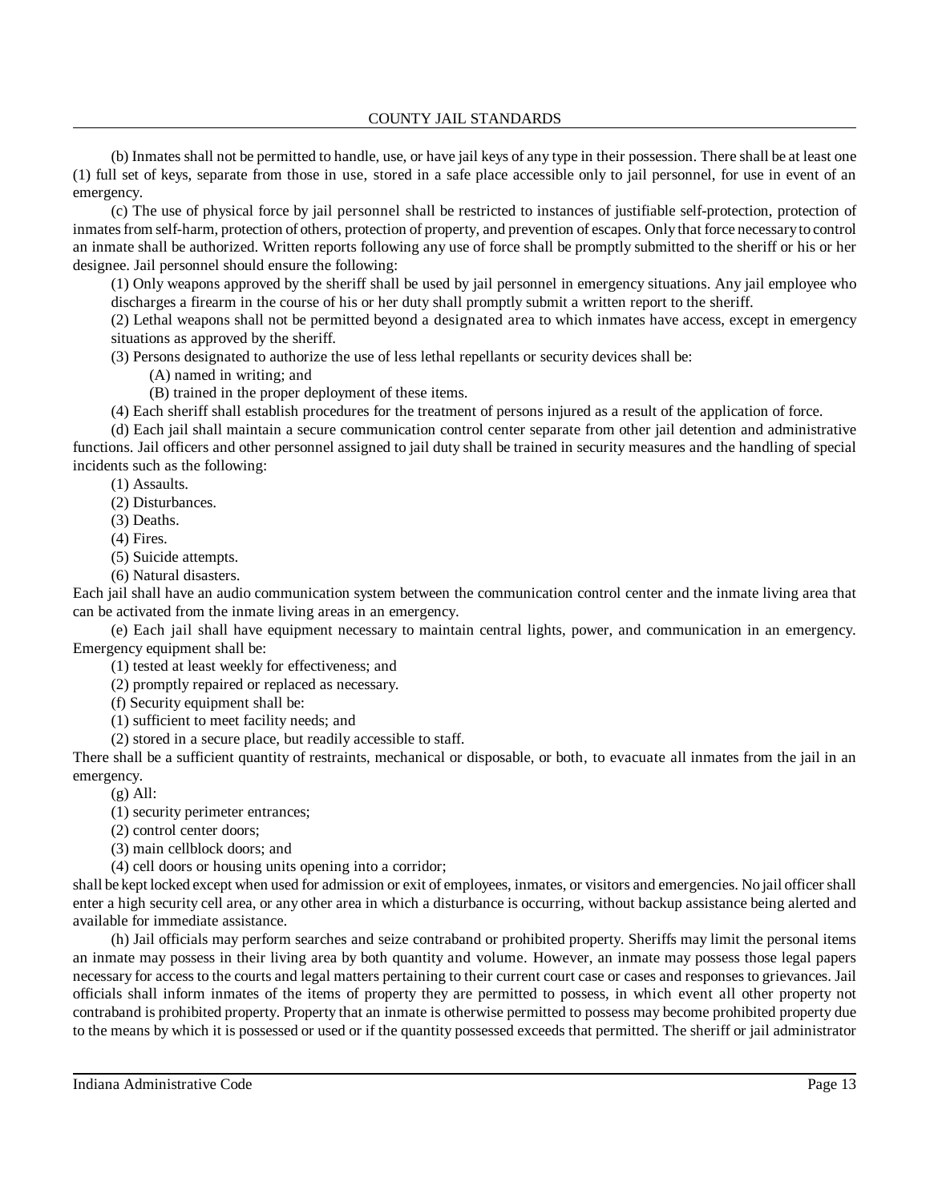(b) Inmates shall not be permitted to handle, use, or have jail keys of any type in their possession. There shall be at least one (1) full set of keys, separate from those in use, stored in a safe place accessible only to jail personnel, for use in event of an emergency.

(c) The use of physical force by jail personnel shall be restricted to instances of justifiable self-protection, protection of inmates from self-harm, protection of others, protection of property, and prevention of escapes. Only that force necessary to control an inmate shall be authorized. Written reports following any use of force shall be promptly submitted to the sheriff or his or her designee. Jail personnel should ensure the following:

(1) Only weapons approved by the sheriff shall be used by jail personnel in emergency situations. Any jail employee who discharges a firearm in the course of his or her duty shall promptly submit a written report to the sheriff.

(2) Lethal weapons shall not be permitted beyond a designated area to which inmates have access, except in emergency situations as approved by the sheriff.

(3) Persons designated to authorize the use of less lethal repellants or security devices shall be:

(A) named in writing; and

(B) trained in the proper deployment of these items.

(4) Each sheriff shall establish procedures for the treatment of persons injured as a result of the application of force.

(d) Each jail shall maintain a secure communication control center separate from other jail detention and administrative functions. Jail officers and other personnel assigned to jail duty shall be trained in security measures and the handling of special incidents such as the following:

(1) Assaults.

(2) Disturbances.

(3) Deaths.

(4) Fires.

(5) Suicide attempts.

(6) Natural disasters.

Each jail shall have an audio communication system between the communication control center and the inmate living area that can be activated from the inmate living areas in an emergency.

(e) Each jail shall have equipment necessary to maintain central lights, power, and communication in an emergency. Emergency equipment shall be:

(1) tested at least weekly for effectiveness; and

(2) promptly repaired or replaced as necessary.

(f) Security equipment shall be:

(1) sufficient to meet facility needs; and

(2) stored in a secure place, but readily accessible to staff.

There shall be a sufficient quantity of restraints, mechanical or disposable, or both, to evacuate all inmates from the jail in an emergency.

(g) All:

(1) security perimeter entrances;

(2) control center doors;

(3) main cellblock doors; and

(4) cell doors or housing units opening into a corridor;

shall be kept locked except when used for admission or exit of employees, inmates, or visitors and emergencies. No jail officer shall enter a high security cell area, or any other area in which a disturbance is occurring, without backup assistance being alerted and available for immediate assistance.

(h) Jail officials may perform searches and seize contraband or prohibited property. Sheriffs may limit the personal items an inmate may possess in their living area by both quantity and volume. However, an inmate may possess those legal papers necessary for access to the courts and legal matters pertaining to their current court case or cases and responses to grievances. Jail officials shall inform inmates of the items of property they are permitted to possess, in which event all other property not contraband is prohibited property. Property that an inmate is otherwise permitted to possess may become prohibited property due to the means by which it is possessed or used or if the quantity possessed exceeds that permitted. The sheriff or jail administrator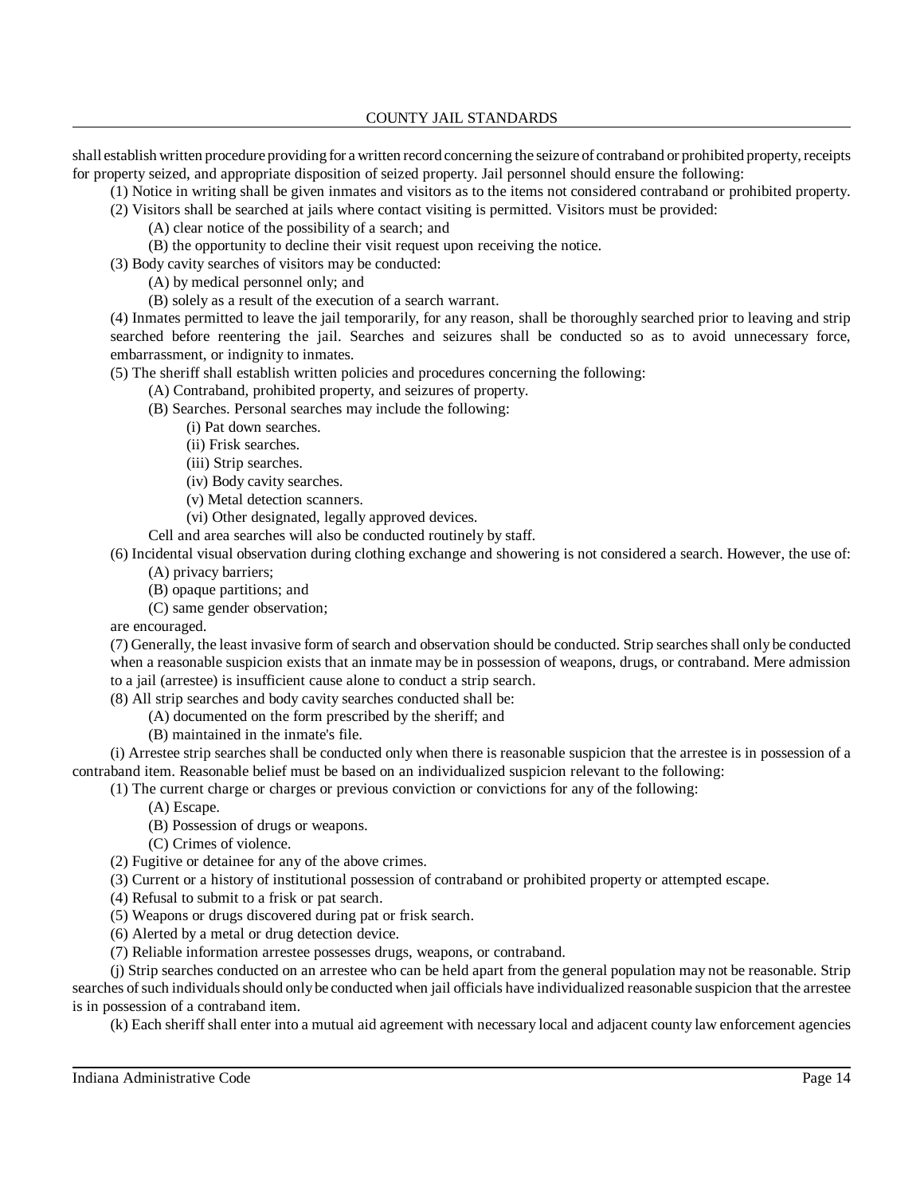shall establish written procedure providing for a written record concerning the seizure of contraband or prohibited property, receipts for property seized, and appropriate disposition of seized property. Jail personnel should ensure the following:

(1) Notice in writing shall be given inmates and visitors as to the items not considered contraband or prohibited property.

(2) Visitors shall be searched at jails where contact visiting is permitted. Visitors must be provided:

(A) clear notice of the possibility of a search; and

(B) the opportunity to decline their visit request upon receiving the notice.

(3) Body cavity searches of visitors may be conducted:

(A) by medical personnel only; and

(B) solely as a result of the execution of a search warrant.

(4) Inmates permitted to leave the jail temporarily, for any reason, shall be thoroughly searched prior to leaving and strip searched before reentering the jail. Searches and seizures shall be conducted so as to avoid unnecessary force, embarrassment, or indignity to inmates.

(5) The sheriff shall establish written policies and procedures concerning the following:

(A) Contraband, prohibited property, and seizures of property.

(B) Searches. Personal searches may include the following:

(i) Pat down searches.

(ii) Frisk searches.

(iii) Strip searches.

(iv) Body cavity searches.

(v) Metal detection scanners.

(vi) Other designated, legally approved devices.

Cell and area searches will also be conducted routinely by staff.

(6) Incidental visual observation during clothing exchange and showering is not considered a search. However, the use of:

(A) privacy barriers;

(B) opaque partitions; and

(C) same gender observation;

are encouraged.

(7) Generally, the least invasive form of search and observation should be conducted. Strip searches shall only be conducted when a reasonable suspicion exists that an inmate may be in possession of weapons, drugs, or contraband. Mere admission to a jail (arrestee) is insufficient cause alone to conduct a strip search.

(8) All strip searches and body cavity searches conducted shall be:

(A) documented on the form prescribed by the sheriff; and

(B) maintained in the inmate's file.

(i) Arrestee strip searches shall be conducted only when there is reasonable suspicion that the arrestee is in possession of a contraband item. Reasonable belief must be based on an individualized suspicion relevant to the following:

(1) The current charge or charges or previous conviction or convictions for any of the following:

(A) Escape.

(B) Possession of drugs or weapons.

(C) Crimes of violence.

(2) Fugitive or detainee for any of the above crimes.

(3) Current or a history of institutional possession of contraband or prohibited property or attempted escape.

(4) Refusal to submit to a frisk or pat search.

(5) Weapons or drugs discovered during pat or frisk search.

(6) Alerted by a metal or drug detection device.

(7) Reliable information arrestee possesses drugs, weapons, or contraband.

(j) Strip searches conducted on an arrestee who can be held apart from the general population may not be reasonable. Strip searches of such individuals should only be conducted when jail officials have individualized reasonable suspicion that the arrestee is in possession of a contraband item.

(k) Each sheriff shall enter into a mutual aid agreement with necessary local and adjacent county law enforcement agencies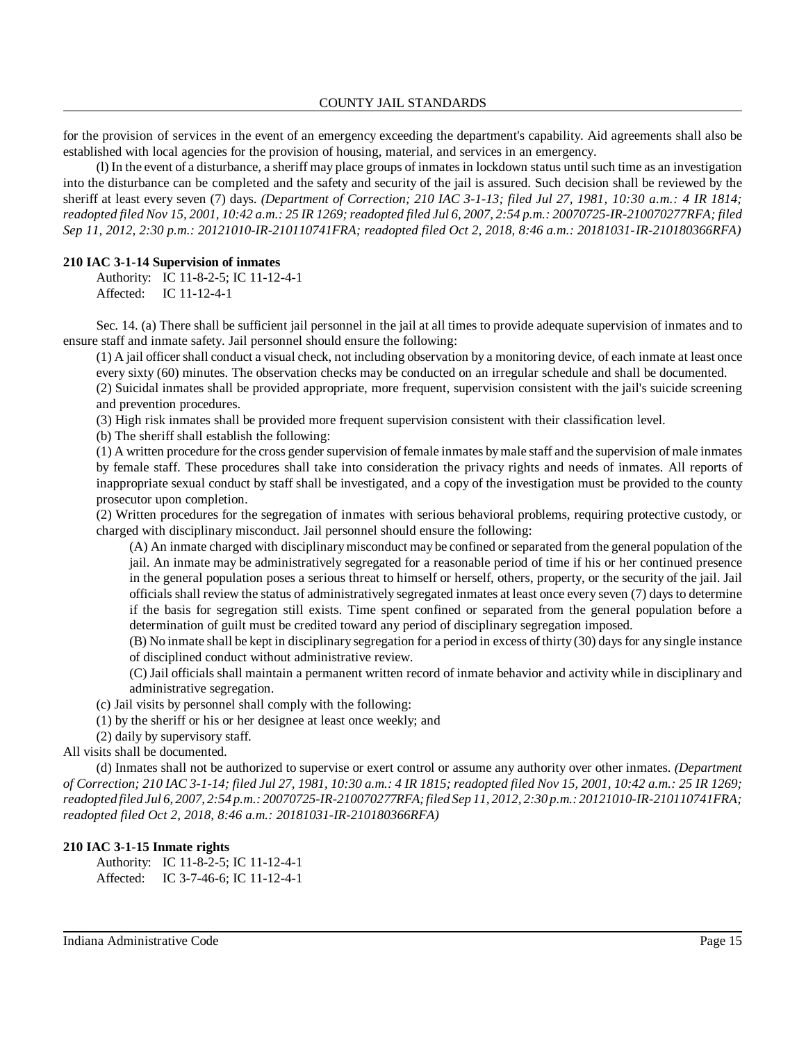for the provision of services in the event of an emergency exceeding the department's capability. Aid agreements shall also be established with local agencies for the provision of housing, material, and services in an emergency.

(l) In the event of a disturbance, a sheriff may place groups of inmates in lockdown status until such time as an investigation into the disturbance can be completed and the safety and security of the jail is assured. Such decision shall be reviewed by the sheriff at least every seven (7) days. *(Department of Correction; 210 IAC 3-1-13; filed Jul 27, 1981, 10:30 a.m.: 4 IR 1814; readopted filed Nov 15, 2001, 10:42 a.m.: 25 IR 1269; readopted filed Jul 6, 2007, 2:54 p.m.: 20070725-IR-210070277RFA; filed Sep 11, 2012, 2:30 p.m.: 20121010-IR-210110741FRA; readopted filed Oct 2, 2018, 8:46 a.m.: 20181031-IR-210180366RFA)*

**210 IAC 3-1-14 Supervision of inmates**

Authority: IC 11-8-2-5; IC 11-12-4-1
Affected: IC 11-12-4-1

Sec. 14. (a) There shall be sufficient jail personnel in the jail at all times to provide adequate supervision of inmates and to ensure staff and inmate safety. Jail personnel should ensure the following:

(1) A jail officer shall conduct a visual check, not including observation by a monitoring device, of each inmate at least once every sixty (60) minutes. The observation checks may be conducted on an irregular schedule and shall be documented.

(2) Suicidal inmates shall be provided appropriate, more frequent, supervision consistent with the jail's suicide screening and prevention procedures.

(3) High risk inmates shall be provided more frequent supervision consistent with their classification level.

(b) The sheriff shall establish the following:

(1) A written procedure for the cross gender supervision of female inmates by male staff and the supervision of male inmates by female staff. These procedures shall take into consideration the privacy rights and needs of inmates. All reports of inappropriate sexual conduct by staff shall be investigated, and a copy of the investigation must be provided to the county prosecutor upon completion.

(2) Written procedures for the segregation of inmates with serious behavioral problems, requiring protective custody, or charged with disciplinary misconduct. Jail personnel should ensure the following:

(A) An inmate charged with disciplinary misconduct may be confined or separated from the general population of the jail. An inmate may be administratively segregated for a reasonable period of time if his or her continued presence in the general population poses a serious threat to himself or herself, others, property, or the security of the jail. Jail officials shall review the status of administratively segregated inmates at least once every seven (7) days to determine if the basis for segregation still exists. Time spent confined or separated from the general population before a determination of guilt must be credited toward any period of disciplinary segregation imposed.

(B) No inmate shall be kept in disciplinary segregation for a period in excess of thirty (30) days for any single instance of disciplined conduct without administrative review.

(C) Jail officials shall maintain a permanent written record of inmate behavior and activity while in disciplinary and administrative segregation.

(c) Jail visits by personnel shall comply with the following:

(1) by the sheriff or his or her designee at least once weekly; and

(2) daily by supervisory staff.

All visits shall be documented.

(d) Inmates shall not be authorized to supervise or exert control or assume any authority over other inmates. *(Department of Correction; 210 IAC 3-1-14; filed Jul 27, 1981, 10:30 a.m.: 4 IR 1815; readopted filed Nov 15, 2001, 10:42 a.m.: 25 IR 1269; readopted filed Jul 6, 2007, 2:54 p.m.: 20070725-IR-210070277RFA; filed Sep 11, 2012, 2:30 p.m.: 20121010-IR-210110741FRA; readopted filed Oct 2, 2018, 8:46 a.m.: 20181031-IR-210180366RFA)*

**210 IAC 3-1-15 Inmate rights**

Authority: IC 11-8-2-5; IC 11-12-4-1
Affected: IC 3-7-46-6; IC 11-12-4-1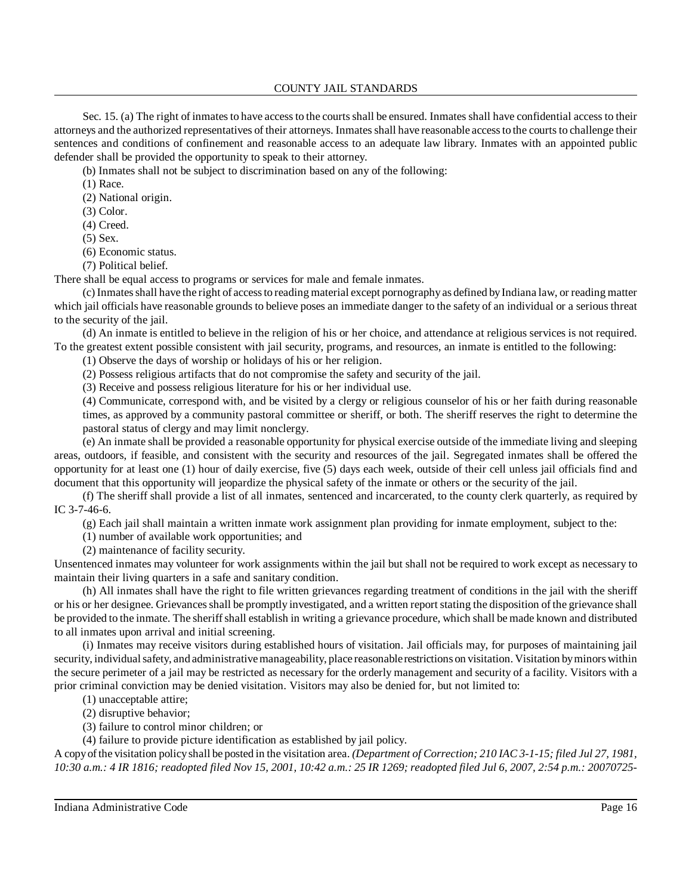Sec. 15. (a) The right of inmates to have access to the courts shall be ensured. Inmates shall have confidential access to their attorneys and the authorized representatives of their attorneys. Inmates shall have reasonable access to the courts to challenge their sentences and conditions of confinement and reasonable access to an adequate law library. Inmates with an appointed public defender shall be provided the opportunity to speak to their attorney.

(b) Inmates shall not be subject to discrimination based on any of the following:

(1) Race.

(2) National origin.

(3) Color.

(4) Creed.

(5) Sex.

(6) Economic status.

(7) Political belief.

There shall be equal access to programs or services for male and female inmates.

(c) Inmates shall have the right of access to reading material except pornography as defined by Indiana law, or reading matter which jail officials have reasonable grounds to believe poses an immediate danger to the safety of an individual or a serious threat to the security of the jail.

(d) An inmate is entitled to believe in the religion of his or her choice, and attendance at religious services is not required. To the greatest extent possible consistent with jail security, programs, and resources, an inmate is entitled to the following:

(1) Observe the days of worship or holidays of his or her religion.

(2) Possess religious artifacts that do not compromise the safety and security of the jail.

(3) Receive and possess religious literature for his or her individual use.

(4) Communicate, correspond with, and be visited by a clergy or religious counselor of his or her faith during reasonable times, as approved by a community pastoral committee or sheriff, or both. The sheriff reserves the right to determine the pastoral status of clergy and may limit nonclergy.

(e) An inmate shall be provided a reasonable opportunity for physical exercise outside of the immediate living and sleeping areas, outdoors, if feasible, and consistent with the security and resources of the jail. Segregated inmates shall be offered the opportunity for at least one (1) hour of daily exercise, five (5) days each week, outside of their cell unless jail officials find and document that this opportunity will jeopardize the physical safety of the inmate or others or the security of the jail.

(f) The sheriff shall provide a list of all inmates, sentenced and incarcerated, to the county clerk quarterly, as required by IC 3-7-46-6.

(g) Each jail shall maintain a written inmate work assignment plan providing for inmate employment, subject to the:

(1) number of available work opportunities; and

(2) maintenance of facility security.

Unsentenced inmates may volunteer for work assignments within the jail but shall not be required to work except as necessary to maintain their living quarters in a safe and sanitary condition.

(h) All inmates shall have the right to file written grievances regarding treatment of conditions in the jail with the sheriff or his or her designee. Grievances shall be promptly investigated, and a written report stating the disposition of the grievance shall be provided to the inmate. The sheriff shall establish in writing a grievance procedure, which shall be made known and distributed to all inmates upon arrival and initial screening.

(i) Inmates may receive visitors during established hours of visitation. Jail officials may, for purposes of maintaining jail security, individual safety, and administrative manageability, place reasonable restrictions on visitation. Visitation by minors within the secure perimeter of a jail may be restricted as necessary for the orderly management and security of a facility. Visitors with a prior criminal conviction may be denied visitation. Visitors may also be denied for, but not limited to:

(1) unacceptable attire;

(2) disruptive behavior;

(3) failure to control minor children; or

(4) failure to provide picture identification as established by jail policy.

A copy of the visitation policy shall be posted in the visitation area. *(Department of Correction; 210 IAC 3-1-15; filed Jul 27, 1981, 10:30 a.m.: 4 IR 1816; readopted filed Nov 15, 2001, 10:42 a.m.: 25 IR 1269; readopted filed Jul 6, 2007, 2:54 p.m.: 20070725-*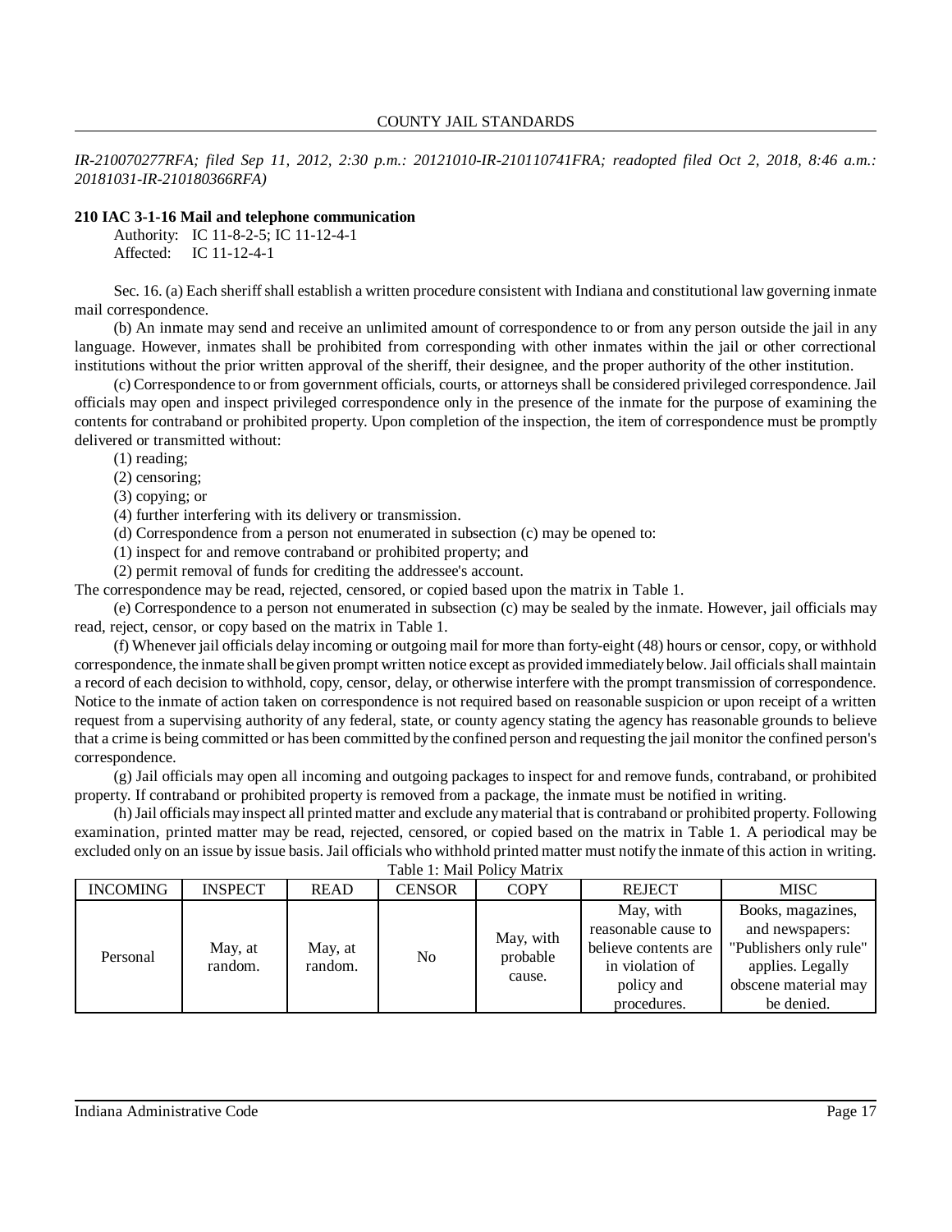*IR-210070277RFA; filed Sep 11, 2012, 2:30 p.m.: 20121010-IR-210110741FRA; readopted filed Oct 2, 2018, 8:46 a.m.: 20181031-IR-210180366RFA)*

**210 IAC 3-1-16 Mail and telephone communication**

Authority: IC 11-8-2-5; IC 11-12-4-1
Affected: IC 11-12-4-1

Sec. 16. (a) Each sheriff shall establish a written procedure consistent with Indiana and constitutional law governing inmate mail correspondence.

(b) An inmate may send and receive an unlimited amount of correspondence to or from any person outside the jail in any language. However, inmates shall be prohibited from corresponding with other inmates within the jail or other correctional institutions without the prior written approval of the sheriff, their designee, and the proper authority of the other institution.

(c) Correspondence to or from government officials, courts, or attorneys shall be considered privileged correspondence. Jail officials may open and inspect privileged correspondence only in the presence of the inmate for the purpose of examining the contents for contraband or prohibited property. Upon completion of the inspection, the item of correspondence must be promptly delivered or transmitted without:

(1) reading;
(2) censoring;
(3) copying; or
(4) further interfering with its delivery or transmission.

(d) Correspondence from a person not enumerated in subsection (c) may be opened to:

(1) inspect for and remove contraband or prohibited property; and
(2) permit removal of funds for crediting the addressee's account.

The correspondence may be read, rejected, censored, or copied based upon the matrix in Table 1.

(e) Correspondence to a person not enumerated in subsection (c) may be sealed by the inmate. However, jail officials may read, reject, censor, or copy based on the matrix in Table 1.

(f) Whenever jail officials delay incoming or outgoing mail for more than forty-eight (48) hours or censor, copy, or withhold correspondence, the inmate shall be given prompt written notice except as provided immediately below. Jail officials shall maintain a record of each decision to withhold, copy, censor, delay, or otherwise interfere with the prompt transmission of correspondence. Notice to the inmate of action taken on correspondence is not required based on reasonable suspicion or upon receipt of a written request from a supervising authority of any federal, state, or county agency stating the agency has reasonable grounds to believe that a crime is being committed or has been committed by the confined person and requesting the jail monitor the confined person's correspondence.

(g) Jail officials may open all incoming and outgoing packages to inspect for and remove funds, contraband, or prohibited property. If contraband or prohibited property is removed from a package, the inmate must be notified in writing.

(h) Jail officials may inspect all printed matter and exclude any material that is contraband or prohibited property. Following examination, printed matter may be read, rejected, censored, or copied based on the matrix in Table 1. A periodical may be excluded only on an issue by issue basis. Jail officials who withhold printed matter must notify the inmate of this action in writing.

Table 1: Mail Policy Matrix

| INCOMING | INSPECT | READ | CENSOR | COPY | REJECT | MISC |
|---|---|---|---|---|---|---|
| Personal | May, at random. | May, at random. | No | May, with probable cause. | May, with reasonable cause to believe contents are in violation of policy and procedures. | Books, magazines, and newspapers: "Publishers only rule" applies. Legally obscene material may be denied. |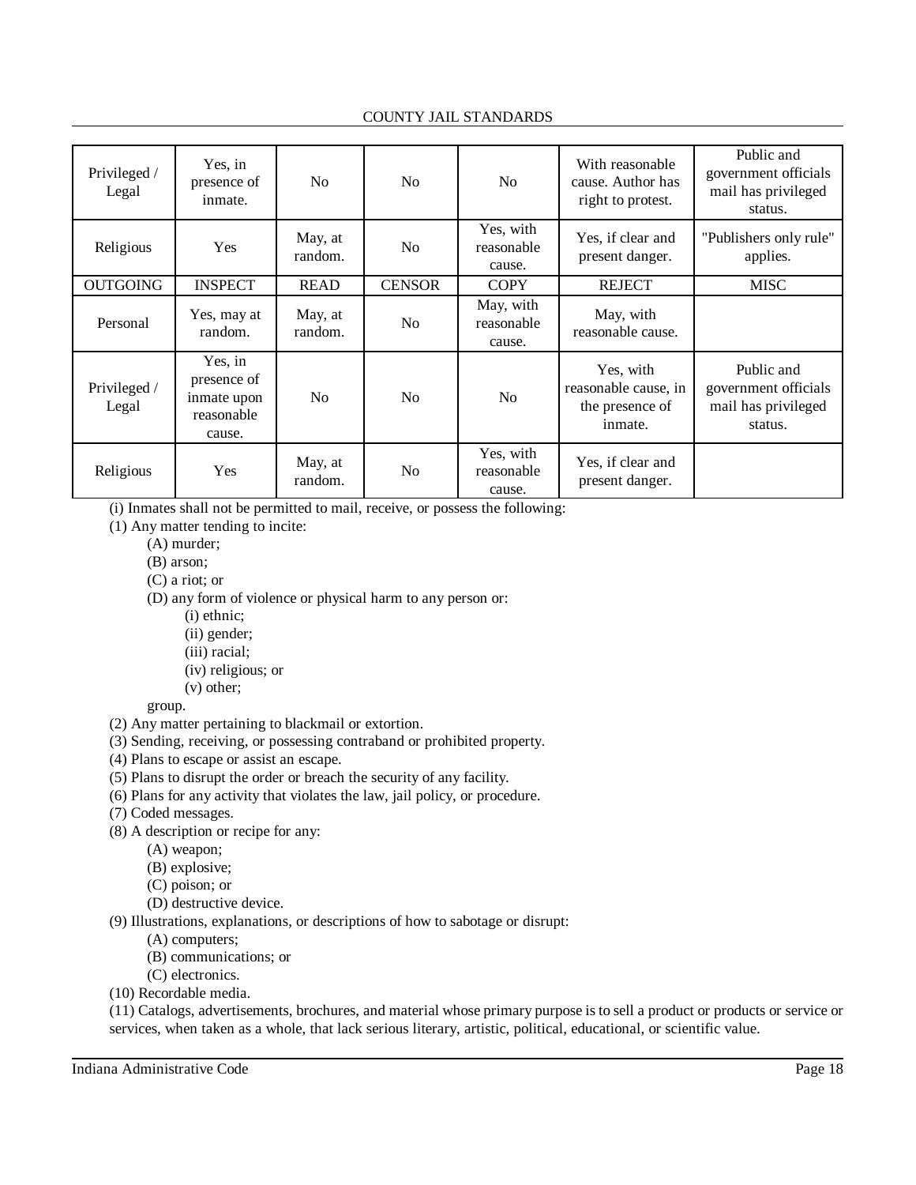| Privileged / Legal | Yes, in presence of inmate. | No | No | No | With reasonable cause. Author has right to protest. | Public and government officials mail has privileged status. |
|---|---|---|---|---|---|---|
| Religious | Yes | May, at random. | No | Yes, with reasonable cause. | Yes, if clear and present danger. | "Publishers only rule" applies. |
| OUTGOING | INSPECT | READ | CENSOR | COPY | REJECT | MISC |
| Personal | Yes, may at random. | May, at random. | No | May, with reasonable cause. | May, with reasonable cause. | |
| Privileged / Legal | Yes, in presence of inmate upon reasonable cause. | No | No | No | Yes, with reasonable cause, in the presence of inmate. | Public and government officials mail has privileged status. |
| Religious | Yes | May, at random. | No | Yes, with reasonable cause. | Yes, if clear and present danger. | |

(i) Inmates shall not be permitted to mail, receive, or possess the following:

(1) Any matter tending to incite:

- (A) murder;
- (B) arson;
- (C) a riot; or
- (D) any form of violence or physical harm to any person or:
  - (i) ethnic;
  - (ii) gender;
  - (iii) racial;
  - (iv) religious; or
  - (v) other;

  group.

(2) Any matter pertaining to blackmail or extortion.

(3) Sending, receiving, or possessing contraband or prohibited property.

(4) Plans to escape or assist an escape.

(5) Plans to disrupt the order or breach the security of any facility.

(6) Plans for any activity that violates the law, jail policy, or procedure.

(7) Coded messages.

(8) A description or recipe for any:

- (A) weapon;
- (B) explosive;
- (C) poison; or
- (D) destructive device.

(9) Illustrations, explanations, or descriptions of how to sabotage or disrupt:

- (A) computers;
- (B) communications; or
- (C) electronics.

(10) Recordable media.

(11) Catalogs, advertisements, brochures, and material whose primary purpose is to sell a product or products or service or services, when taken as a whole, that lack serious literary, artistic, political, educational, or scientific value.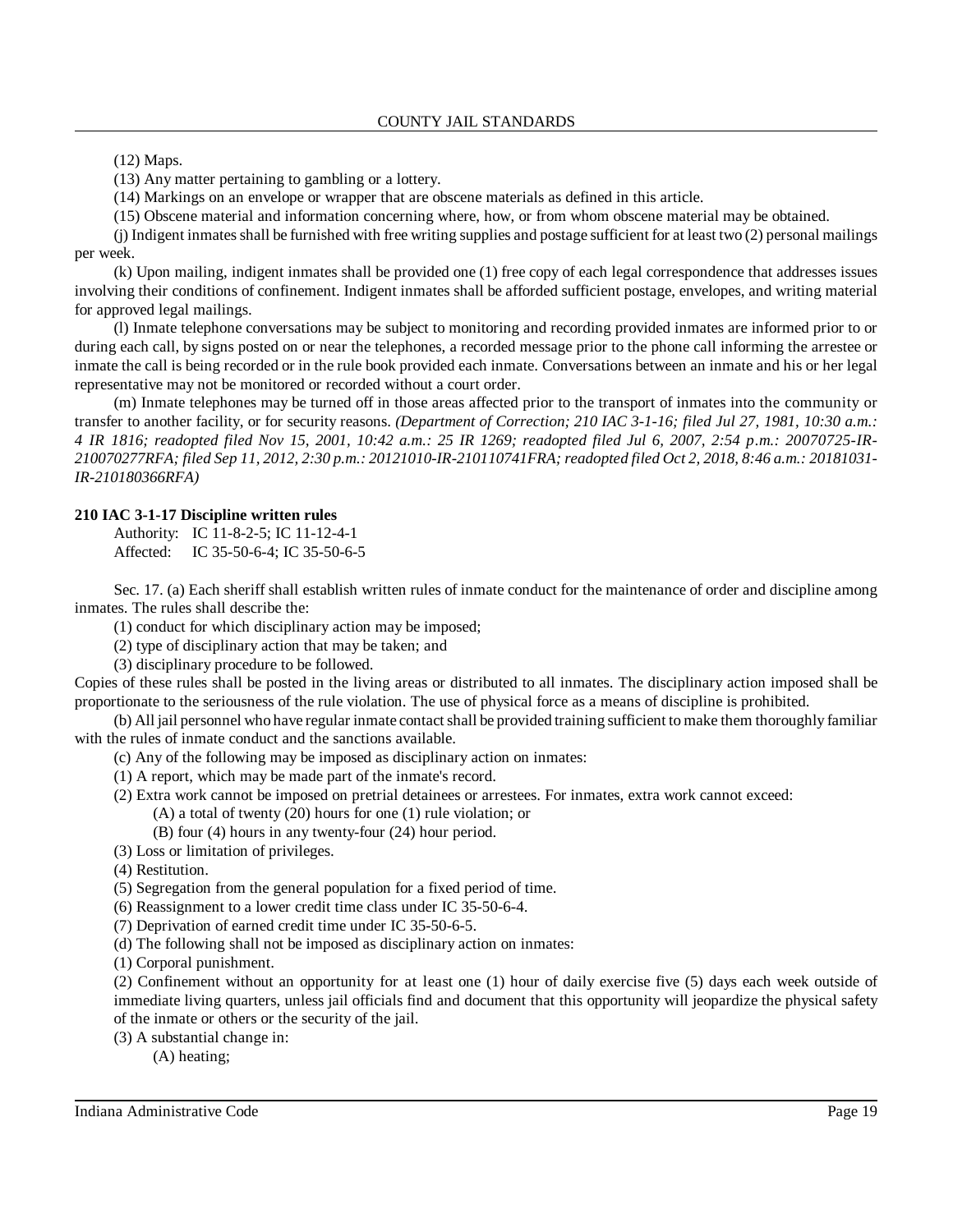(12) Maps.

(13) Any matter pertaining to gambling or a lottery.

(14) Markings on an envelope or wrapper that are obscene materials as defined in this article.

(15) Obscene material and information concerning where, how, or from whom obscene material may be obtained.

(j) Indigent inmates shall be furnished with free writing supplies and postage sufficient for at least two (2) personal mailings per week.

(k) Upon mailing, indigent inmates shall be provided one (1) free copy of each legal correspondence that addresses issues involving their conditions of confinement. Indigent inmates shall be afforded sufficient postage, envelopes, and writing material for approved legal mailings.

(l) Inmate telephone conversations may be subject to monitoring and recording provided inmates are informed prior to or during each call, by signs posted on or near the telephones, a recorded message prior to the phone call informing the arrestee or inmate the call is being recorded or in the rule book provided each inmate. Conversations between an inmate and his or her legal representative may not be monitored or recorded without a court order.

(m) Inmate telephones may be turned off in those areas affected prior to the transport of inmates into the community or transfer to another facility, or for security reasons. *(Department of Correction; 210 IAC 3-1-16; filed Jul 27, 1981, 10:30 a.m.: 4 IR 1816; readopted filed Nov 15, 2001, 10:42 a.m.: 25 IR 1269; readopted filed Jul 6, 2007, 2:54 p.m.: 20070725-IR-210070277RFA; filed Sep 11, 2012, 2:30 p.m.: 20121010-IR-210110741FRA; readopted filed Oct 2, 2018, 8:46 a.m.: 20181031-IR-210180366RFA)*

**210 IAC 3-1-17 Discipline written rules**

Authority: IC 11-8-2-5; IC 11-12-4-1
Affected: IC 35-50-6-4; IC 35-50-6-5

Sec. 17. (a) Each sheriff shall establish written rules of inmate conduct for the maintenance of order and discipline among inmates. The rules shall describe the:

(1) conduct for which disciplinary action may be imposed;

(2) type of disciplinary action that may be taken; and

(3) disciplinary procedure to be followed.

Copies of these rules shall be posted in the living areas or distributed to all inmates. The disciplinary action imposed shall be proportionate to the seriousness of the rule violation. The use of physical force as a means of discipline is prohibited.

(b) All jail personnel who have regular inmate contact shall be provided training sufficient to make them thoroughly familiar with the rules of inmate conduct and the sanctions available.

(c) Any of the following may be imposed as disciplinary action on inmates:

(1) A report, which may be made part of the inmate's record.

(2) Extra work cannot be imposed on pretrial detainees or arrestees. For inmates, extra work cannot exceed:

(A) a total of twenty (20) hours for one (1) rule violation; or

(B) four (4) hours in any twenty-four (24) hour period.

(3) Loss or limitation of privileges.

(4) Restitution.

(5) Segregation from the general population for a fixed period of time.

(6) Reassignment to a lower credit time class under IC 35-50-6-4.

(7) Deprivation of earned credit time under IC 35-50-6-5.

(d) The following shall not be imposed as disciplinary action on inmates:

(1) Corporal punishment.

(2) Confinement without an opportunity for at least one (1) hour of daily exercise five (5) days each week outside of immediate living quarters, unless jail officials find and document that this opportunity will jeopardize the physical safety of the inmate or others or the security of the jail.

(3) A substantial change in:

(A) heating;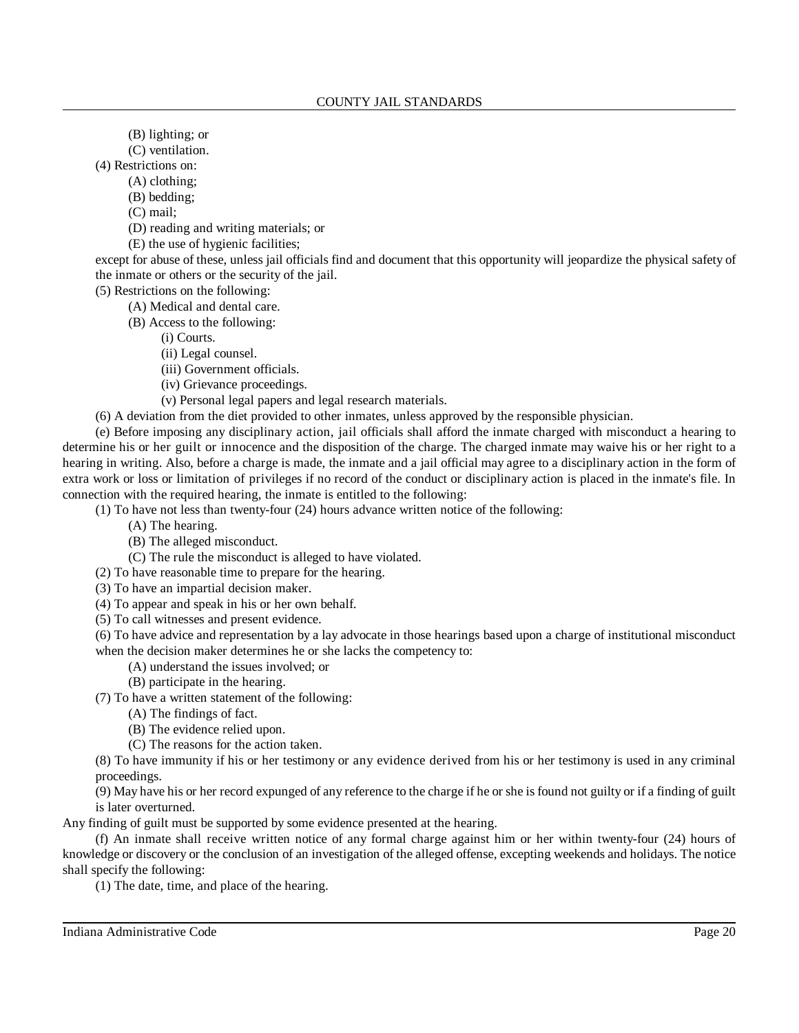(B) lighting; or

(C) ventilation.

(4) Restrictions on:

(A) clothing;

(B) bedding;

(C) mail;

(D) reading and writing materials; or

(E) the use of hygienic facilities;

except for abuse of these, unless jail officials find and document that this opportunity will jeopardize the physical safety of the inmate or others or the security of the jail.

(5) Restrictions on the following:

(A) Medical and dental care.

(B) Access to the following:

(i) Courts.

(ii) Legal counsel.

(iii) Government officials.

(iv) Grievance proceedings.

(v) Personal legal papers and legal research materials.

(6) A deviation from the diet provided to other inmates, unless approved by the responsible physician.

(e) Before imposing any disciplinary action, jail officials shall afford the inmate charged with misconduct a hearing to determine his or her guilt or innocence and the disposition of the charge. The charged inmate may waive his or her right to a hearing in writing. Also, before a charge is made, the inmate and a jail official may agree to a disciplinary action in the form of extra work or loss or limitation of privileges if no record of the conduct or disciplinary action is placed in the inmate's file. In connection with the required hearing, the inmate is entitled to the following:

(1) To have not less than twenty-four (24) hours advance written notice of the following:

(A) The hearing.

(B) The alleged misconduct.

(C) The rule the misconduct is alleged to have violated.

(2) To have reasonable time to prepare for the hearing.

(3) To have an impartial decision maker.

(4) To appear and speak in his or her own behalf.

(5) To call witnesses and present evidence.

(6) To have advice and representation by a lay advocate in those hearings based upon a charge of institutional misconduct when the decision maker determines he or she lacks the competency to:

(A) understand the issues involved; or

(B) participate in the hearing.

(7) To have a written statement of the following:

(A) The findings of fact.

(B) The evidence relied upon.

(C) The reasons for the action taken.

(8) To have immunity if his or her testimony or any evidence derived from his or her testimony is used in any criminal proceedings.

(9) May have his or her record expunged of any reference to the charge if he or she is found not guilty or if a finding of guilt is later overturned.

Any finding of guilt must be supported by some evidence presented at the hearing.

(f) An inmate shall receive written notice of any formal charge against him or her within twenty-four (24) hours of knowledge or discovery or the conclusion of an investigation of the alleged offense, excepting weekends and holidays. The notice shall specify the following:

(1) The date, time, and place of the hearing.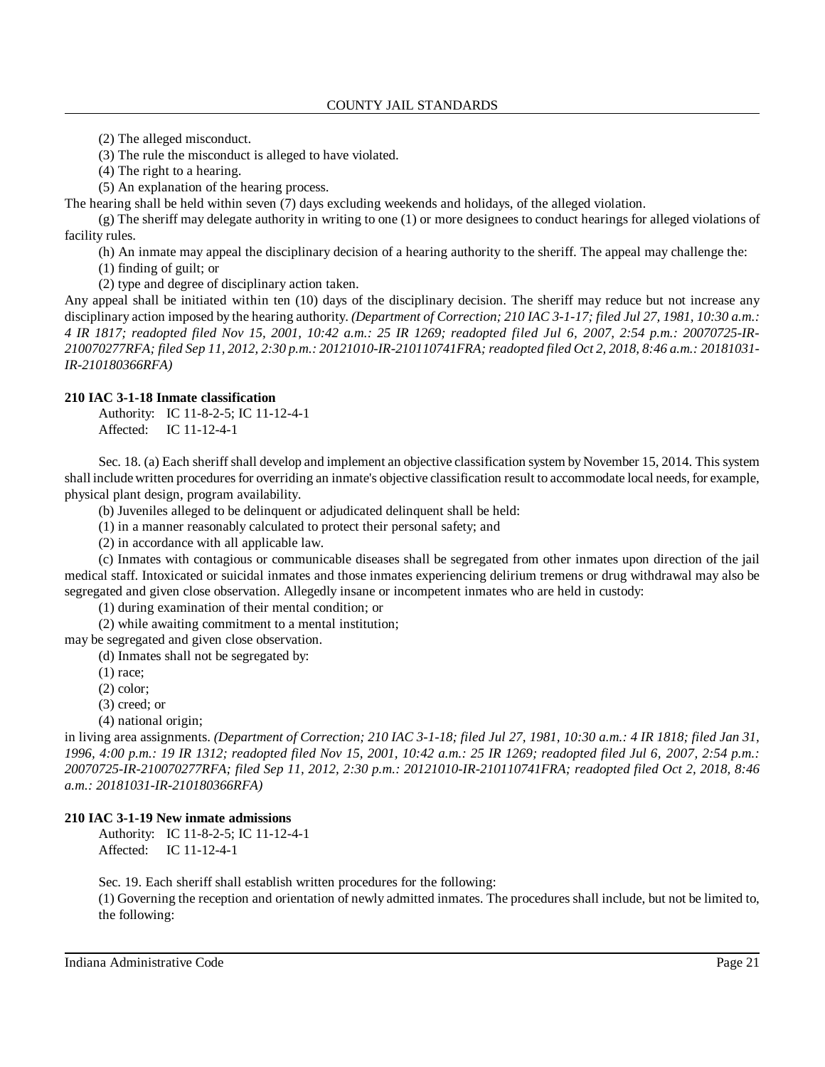(2) The alleged misconduct.

(3) The rule the misconduct is alleged to have violated.

(4) The right to a hearing.

(5) An explanation of the hearing process.

The hearing shall be held within seven (7) days excluding weekends and holidays, of the alleged violation.

(g) The sheriff may delegate authority in writing to one (1) or more designees to conduct hearings for alleged violations of facility rules.

(h) An inmate may appeal the disciplinary decision of a hearing authority to the sheriff. The appeal may challenge the:

(1) finding of guilt; or

(2) type and degree of disciplinary action taken.

Any appeal shall be initiated within ten (10) days of the disciplinary decision. The sheriff may reduce but not increase any disciplinary action imposed by the hearing authority. *(Department of Correction; 210 IAC 3-1-17; filed Jul 27, 1981, 10:30 a.m.: 4 IR 1817; readopted filed Nov 15, 2001, 10:42 a.m.: 25 IR 1269; readopted filed Jul 6, 2007, 2:54 p.m.: 20070725-IR-210070277RFA; filed Sep 11, 2012, 2:30 p.m.: 20121010-IR-210110741FRA; readopted filed Oct 2, 2018, 8:46 a.m.: 20181031-IR-210180366RFA)*

**210 IAC 3-1-18 Inmate classification**

Authority: IC 11-8-2-5; IC 11-12-4-1
Affected: IC 11-12-4-1

Sec. 18. (a) Each sheriff shall develop and implement an objective classification system by November 15, 2014. This system shall include written procedures for overriding an inmate's objective classification result to accommodate local needs, for example, physical plant design, program availability.

(b) Juveniles alleged to be delinquent or adjudicated delinquent shall be held:

(1) in a manner reasonably calculated to protect their personal safety; and

(2) in accordance with all applicable law.

(c) Inmates with contagious or communicable diseases shall be segregated from other inmates upon direction of the jail medical staff. Intoxicated or suicidal inmates and those inmates experiencing delirium tremens or drug withdrawal may also be segregated and given close observation. Allegedly insane or incompetent inmates who are held in custody:

(1) during examination of their mental condition; or

(2) while awaiting commitment to a mental institution;

may be segregated and given close observation.

(d) Inmates shall not be segregated by:

(1) race;

(2) color;

(3) creed; or

(4) national origin;

in living area assignments. *(Department of Correction; 210 IAC 3-1-18; filed Jul 27, 1981, 10:30 a.m.: 4 IR 1818; filed Jan 31, 1996, 4:00 p.m.: 19 IR 1312; readopted filed Nov 15, 2001, 10:42 a.m.: 25 IR 1269; readopted filed Jul 6, 2007, 2:54 p.m.: 20070725-IR-210070277RFA; filed Sep 11, 2012, 2:30 p.m.: 20121010-IR-210110741FRA; readopted filed Oct 2, 2018, 8:46 a.m.: 20181031-IR-210180366RFA)*

**210 IAC 3-1-19 New inmate admissions**

Authority: IC 11-8-2-5; IC 11-12-4-1
Affected: IC 11-12-4-1

Sec. 19. Each sheriff shall establish written procedures for the following:

(1) Governing the reception and orientation of newly admitted inmates. The procedures shall include, but not be limited to, the following: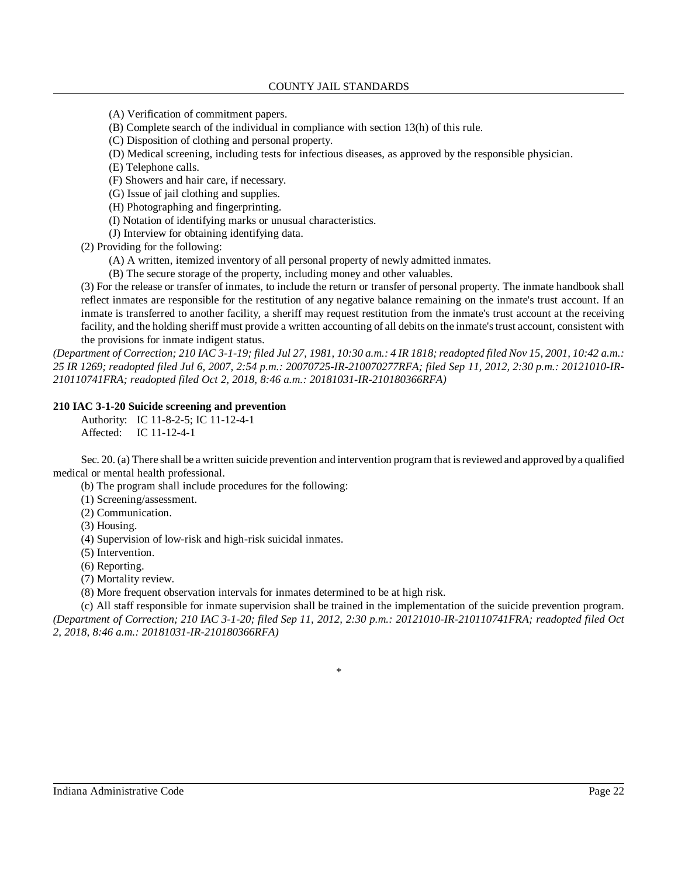(A) Verification of commitment papers.

(B) Complete search of the individual in compliance with section 13(h) of this rule.

(C) Disposition of clothing and personal property.

(D) Medical screening, including tests for infectious diseases, as approved by the responsible physician.

(E) Telephone calls.

(F) Showers and hair care, if necessary.

(G) Issue of jail clothing and supplies.

(H) Photographing and fingerprinting.

(I) Notation of identifying marks or unusual characteristics.

(J) Interview for obtaining identifying data.

(2) Providing for the following:

(A) A written, itemized inventory of all personal property of newly admitted inmates.

(B) The secure storage of the property, including money and other valuables.

(3) For the release or transfer of inmates, to include the return or transfer of personal property. The inmate handbook shall reflect inmates are responsible for the restitution of any negative balance remaining on the inmate's trust account. If an inmate is transferred to another facility, a sheriff may request restitution from the inmate's trust account at the receiving facility, and the holding sheriff must provide a written accounting of all debits on the inmate's trust account, consistent with the provisions for inmate indigent status.

*(Department of Correction; 210 IAC 3-1-19; filed Jul 27, 1981, 10:30 a.m.: 4 IR 1818; readopted filed Nov 15, 2001, 10:42 a.m.: 25 IR 1269; readopted filed Jul 6, 2007, 2:54 p.m.: 20070725-IR-210070277RFA; filed Sep 11, 2012, 2:30 p.m.: 20121010-IR-210110741FRA; readopted filed Oct 2, 2018, 8:46 a.m.: 20181031-IR-210180366RFA)*

**210 IAC 3-1-20 Suicide screening and prevention**

Authority: IC 11-8-2-5; IC 11-12-4-1
Affected: IC 11-12-4-1

Sec. 20. (a) There shall be a written suicide prevention and intervention program that is reviewed and approved by a qualified medical or mental health professional.

(b) The program shall include procedures for the following:

(1) Screening/assessment.

(2) Communication.

(3) Housing.

(4) Supervision of low-risk and high-risk suicidal inmates.

(5) Intervention.

(6) Reporting.

(7) Mortality review.

(8) More frequent observation intervals for inmates determined to be at high risk.

(c) All staff responsible for inmate supervision shall be trained in the implementation of the suicide prevention program. *(Department of Correction; 210 IAC 3-1-20; filed Sep 11, 2012, 2:30 p.m.: 20121010-IR-210110741FRA; readopted filed Oct 2, 2018, 8:46 a.m.: 20181031-IR-210180366RFA)*

*